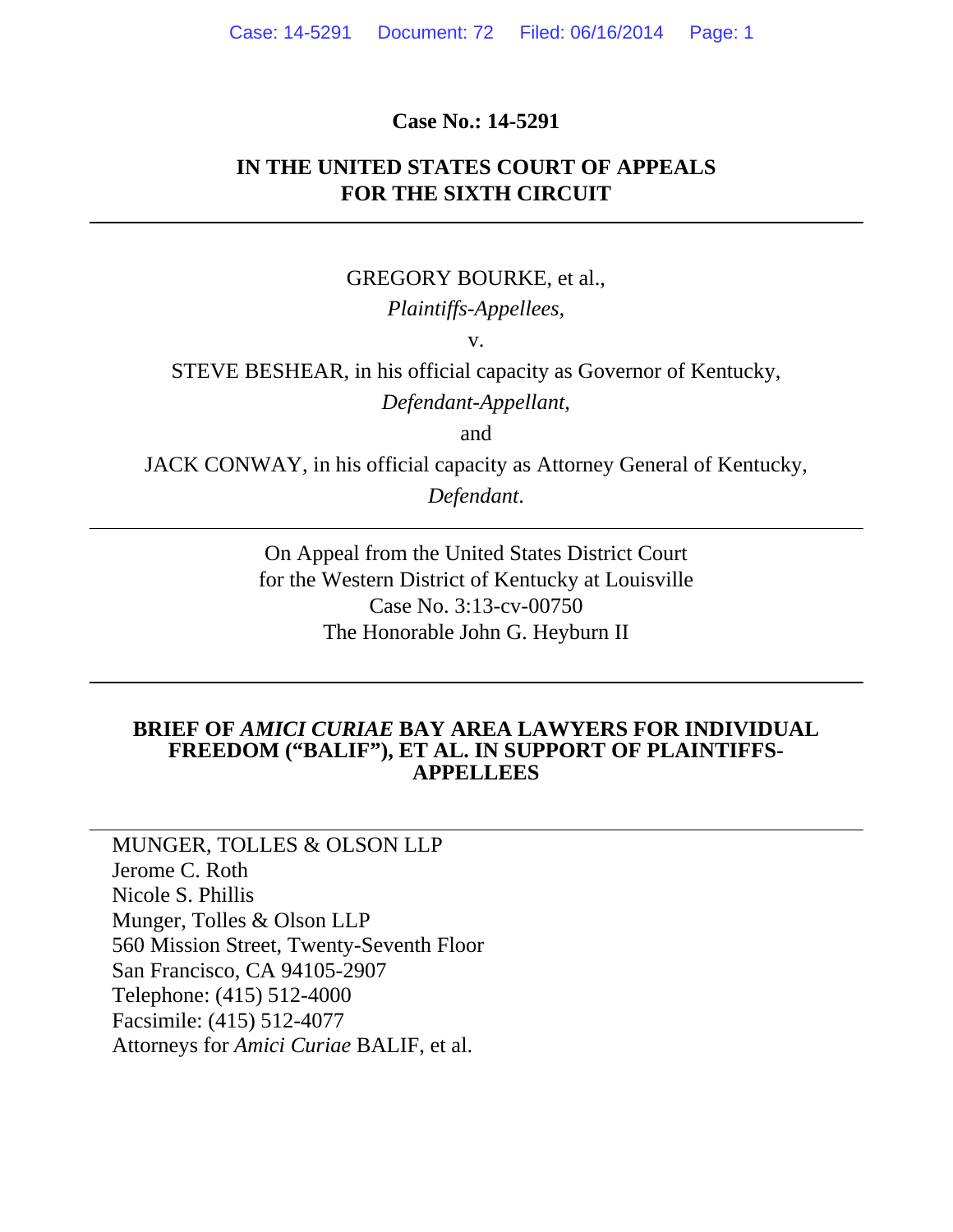**Case No.: 14-5291**

**IN THE UNITED STATES COURT OF APPEALS**
**FOR THE SIXTH CIRCUIT**

---

GREGORY BOURKE, et al.,

*Plaintiffs-Appellees,*

v.

STEVE BESHEAR, in his official capacity as Governor of Kentucky,

*Defendant-Appellant,*

and

JACK CONWAY, in his official capacity as Attorney General of Kentucky,

*Defendant.*

---

On Appeal from the United States District Court
for the Western District of Kentucky at Louisville
Case No. 3:13-cv-00750
The Honorable John G. Heyburn II

---

**BRIEF OF *AMICI CURIAE* BAY AREA LAWYERS FOR INDIVIDUAL FREEDOM ("BALIF"), ET AL. IN SUPPORT OF PLAINTIFFS-APPELLEES**

---

MUNGER, TOLLES & OLSON LLP
Jerome C. Roth
Nicole S. Phillis
Munger, Tolles & Olson LLP
560 Mission Street, Twenty-Seventh Floor
San Francisco, CA 94105-2907
Telephone: (415) 512-4000
Facsimile: (415) 512-4077
Attorneys for *Amici Curiae* BALIF, et al.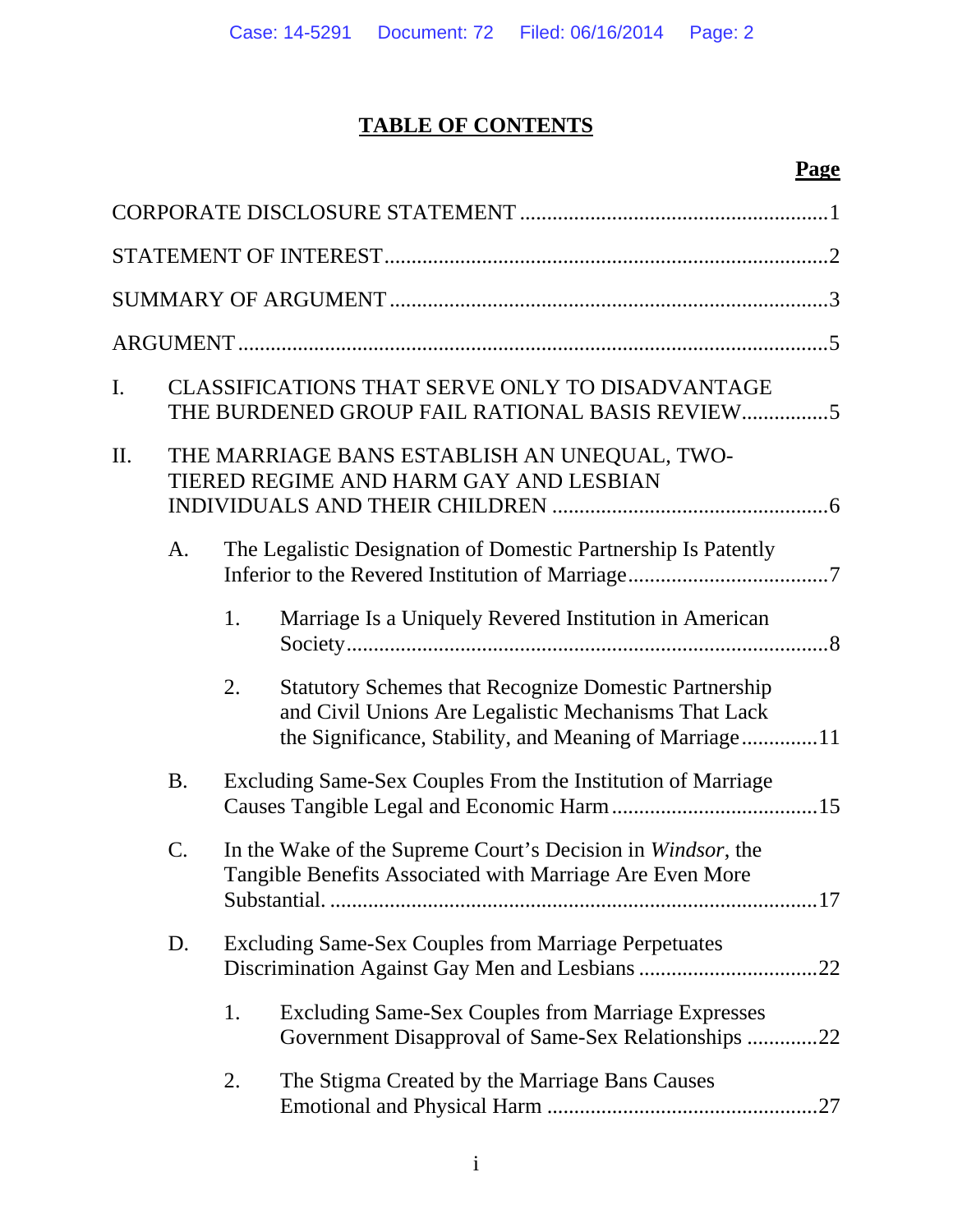# TABLE OF CONTENTS

**Page**

CORPORATE DISCLOSURE STATEMENT ........................................................ 1

STATEMENT OF INTEREST ................................................................................ 2

SUMMARY OF ARGUMENT ............................................................................... 3

ARGUMENT ......................................................................................................... 5

I. CLASSIFICATIONS THAT SERVE ONLY TO DISADVANTAGE THE BURDENED GROUP FAIL RATIONAL BASIS REVIEW ................ 5

II. THE MARRIAGE BANS ESTABLISH AN UNEQUAL, TWO-TIERED REGIME AND HARM GAY AND LESBIAN INDIVIDUALS AND THEIR CHILDREN ................................................... 6

   A. The Legalistic Designation of Domestic Partnership Is Patently Inferior to the Revered Institution of Marriage ..................................... 7

      1. Marriage Is a Uniquely Revered Institution in American Society ........................................................................................ 8

      2. Statutory Schemes that Recognize Domestic Partnership and Civil Unions Are Legalistic Mechanisms That Lack the Significance, Stability, and Meaning of Marriage ............. 11

   B. Excluding Same-Sex Couples From the Institution of Marriage Causes Tangible Legal and Economic Harm ...................................... 15

   C. In the Wake of the Supreme Court's Decision in *Windsor*, the Tangible Benefits Associated with Marriage Are Even More Substantial. ......................................................................................... 17

   D. Excluding Same-Sex Couples from Marriage Perpetuates Discrimination Against Gay Men and Lesbians ................................. 22

      1. Excluding Same-Sex Couples from Marriage Expresses Government Disapproval of Same-Sex Relationships ............. 22

      2. The Stigma Created by the Marriage Bans Causes Emotional and Physical Harm .................................................. 27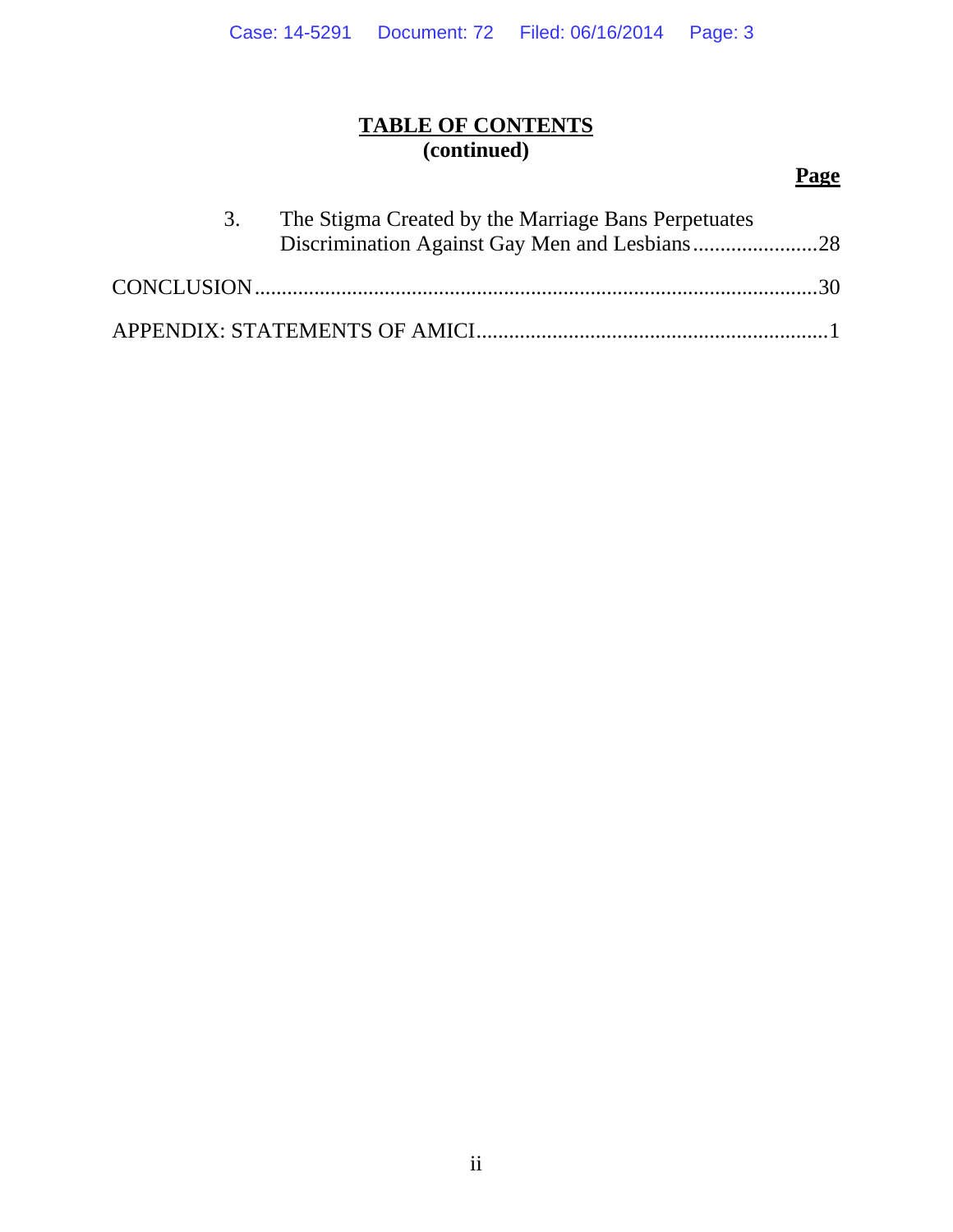## TABLE OF CONTENTS
## (continued)

| | Page |
|---|---|
| 3. The Stigma Created by the Marriage Bans Perpetuates Discrimination Against Gay Men and Lesbians | 28 |
| CONCLUSION | 30 |
| APPENDIX: STATEMENTS OF AMICI | 1 |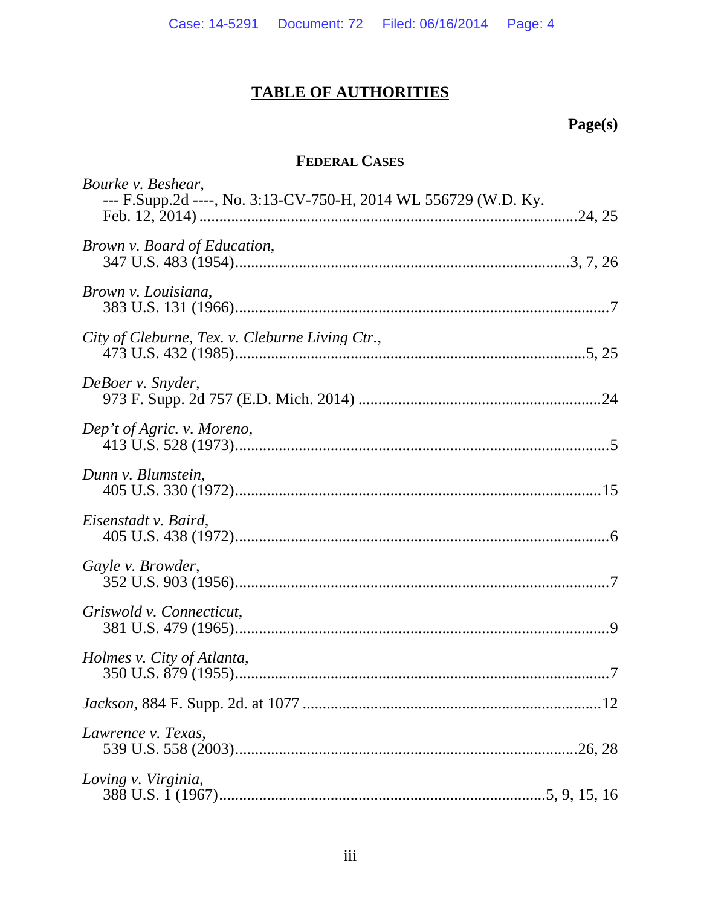# TABLE OF AUTHORITIES

**Page(s)**

**FEDERAL CASES**

*Bourke v. Beshear*,
--- F.Supp.2d ----, No. 3:13-CV-750-H, 2014 WL 556729 (W.D. Ky. Feb. 12, 2014) .......... 24, 25

*Brown v. Board of Education*,
347 U.S. 483 (1954) .......... 3, 7, 26

*Brown v. Louisiana*,
383 U.S. 131 (1966) .......... 7

*City of Cleburne, Tex. v. Cleburne Living Ctr.*,
473 U.S. 432 (1985) .......... 5, 25

*DeBoer v. Snyder*,
973 F. Supp. 2d 757 (E.D. Mich. 2014) .......... 24

*Dep't of Agric. v. Moreno*,
413 U.S. 528 (1973) .......... 5

*Dunn v. Blumstein*,
405 U.S. 330 (1972) .......... 15

*Eisenstadt v. Baird*,
405 U.S. 438 (1972) .......... 6

*Gayle v. Browder*,
352 U.S. 903 (1956) .......... 7

*Griswold v. Connecticut*,
381 U.S. 479 (1965) .......... 9

*Holmes v. City of Atlanta*,
350 U.S. 879 (1955) .......... 7

*Jackson*, 884 F. Supp. 2d. at 1077 .......... 12

*Lawrence v. Texas*,
539 U.S. 558 (2003) .......... 26, 28

*Loving v. Virginia*,
388 U.S. 1 (1967) .......... 5, 9, 15, 16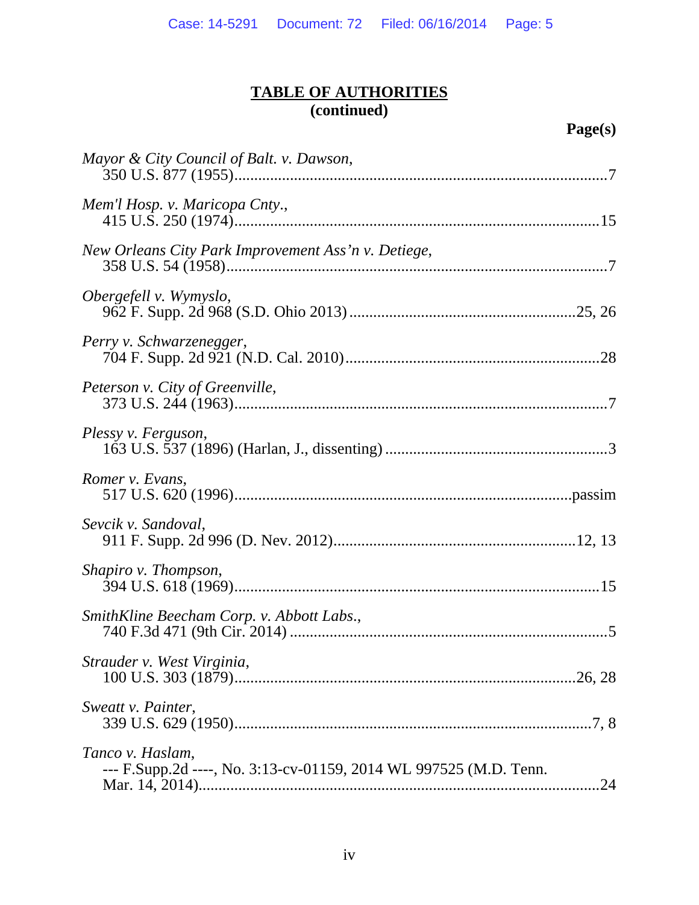## TABLE OF AUTHORITIES
### (continued)

**Page(s)**

*Mayor & City Council of Balt. v. Dawson*,
350 U.S. 877 (1955) ... 7

*Mem'l Hosp. v. Maricopa Cnty.*,
415 U.S. 250 (1974) ... 15

*New Orleans City Park Improvement Ass'n v. Detiege*,
358 U.S. 54 (1958) ... 7

*Obergefell v. Wymyslo*,
962 F. Supp. 2d 968 (S.D. Ohio 2013) ... 25, 26

*Perry v. Schwarzenegger*,
704 F. Supp. 2d 921 (N.D. Cal. 2010) ... 28

*Peterson v. City of Greenville*,
373 U.S. 244 (1963) ... 7

*Plessy v. Ferguson*,
163 U.S. 537 (1896) (Harlan, J., dissenting) ... 3

*Romer v. Evans*,
517 U.S. 620 (1996) ... passim

*Sevcik v. Sandoval*,
911 F. Supp. 2d 996 (D. Nev. 2012) ... 12, 13

*Shapiro v. Thompson*,
394 U.S. 618 (1969) ... 15

*SmithKline Beecham Corp. v. Abbott Labs.*,
740 F.3d 471 (9th Cir. 2014) ... 5

*Strauder v. West Virginia*,
100 U.S. 303 (1879) ... 26, 28

*Sweatt v. Painter*,
339 U.S. 629 (1950) ... 7, 8

*Tanco v. Haslam*,
--- F.Supp.2d ----, No. 3:13-cv-01159, 2014 WL 997525 (M.D. Tenn. Mar. 14, 2014) ... 24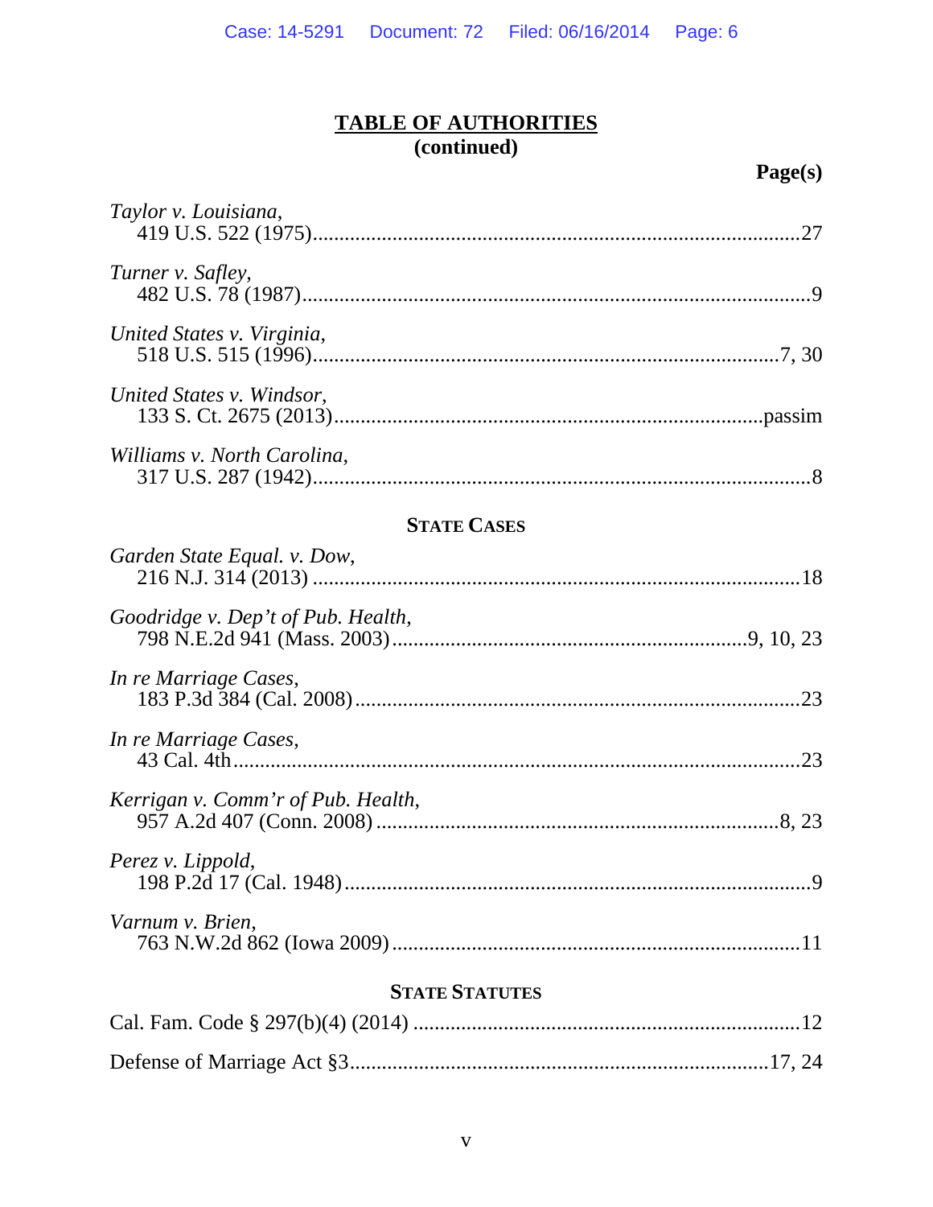## TABLE OF AUTHORITIES
**(continued)**

**Page(s)**

*Taylor v. Louisiana*,
419 U.S. 522 (1975)....27

*Turner v. Safley*,
482 U.S. 78 (1987)....9

*United States v. Virginia*,
518 U.S. 515 (1996)....7, 30

*United States v. Windsor*,
133 S. Ct. 2675 (2013)....passim

*Williams v. North Carolina*,
317 U.S. 287 (1942)....8

### STATE CASES

*Garden State Equal. v. Dow*,
216 N.J. 314 (2013)....18

*Goodridge v. Dep't of Pub. Health*,
798 N.E.2d 941 (Mass. 2003)....9, 10, 23

*In re Marriage Cases*,
183 P.3d 384 (Cal. 2008)....23

*In re Marriage Cases*,
43 Cal. 4th....23

*Kerrigan v. Comm'r of Pub. Health*,
957 A.2d 407 (Conn. 2008)....8, 23

*Perez v. Lippold*,
198 P.2d 17 (Cal. 1948)....9

*Varnum v. Brien*,
763 N.W.2d 862 (Iowa 2009)....11

### STATE STATUTES

Cal. Fam. Code § 297(b)(4) (2014)....12

Defense of Marriage Act §3....17, 24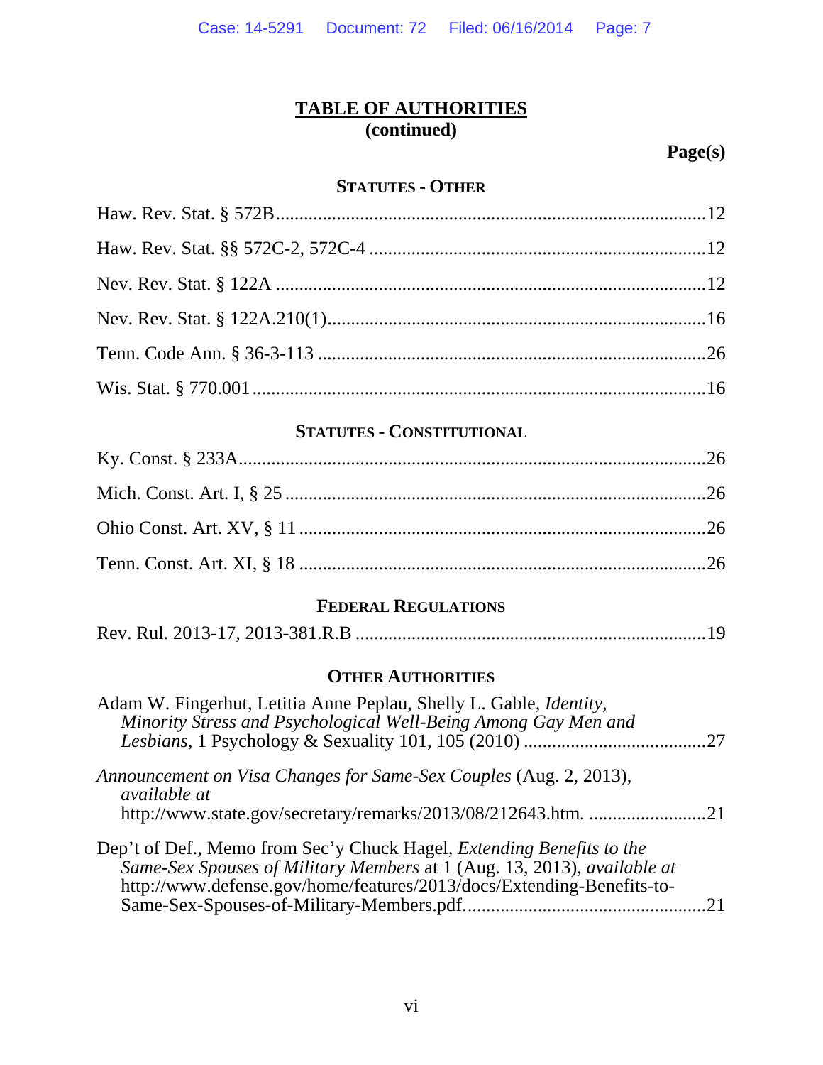## TABLE OF AUTHORITIES
**(continued)**

**Page(s)**

### STATUTES - OTHER

Haw. Rev. Stat. § 572B ........................................................................................12

Haw. Rev. Stat. §§ 572C-2, 572C-4 .....................................................................12

Nev. Rev. Stat. § 122A .........................................................................................12

Nev. Rev. Stat. § 122A.210(1)..............................................................................16

Tenn. Code Ann. § 36-3-113 .................................................................................26

Wis. Stat. § 770.001 ..............................................................................................16

### STATUTES - CONSTITUTIONAL

Ky. Const. § 233A..................................................................................................26

Mich. Const. Art. I, § 25 ........................................................................................26

Ohio Const. Art. XV, § 11 .....................................................................................26

Tenn. Const. Art. XI, § 18 .....................................................................................26

### FEDERAL REGULATIONS

Rev. Rul. 2013-17, 2013-381.R.B .........................................................................19

### OTHER AUTHORITIES

Adam W. Fingerhut, Letitia Anne Peplau, Shelly L. Gable, *Identity, Minority Stress and Psychological Well-Being Among Gay Men and Lesbians*, 1 Psychology & Sexuality 101, 105 (2010) .......................................27

*Announcement on Visa Changes for Same-Sex Couples* (Aug. 2, 2013), *available at* http://www.state.gov/secretary/remarks/2013/08/212643.htm. .........................21

Dep't of Def., Memo from Sec'y Chuck Hagel, *Extending Benefits to the Same-Sex Spouses of Military Members* at 1 (Aug. 13, 2013), *available at* http://www.defense.gov/home/features/2013/docs/Extending-Benefits-to-Same-Sex-Spouses-of-Military-Members.pdf...................................................21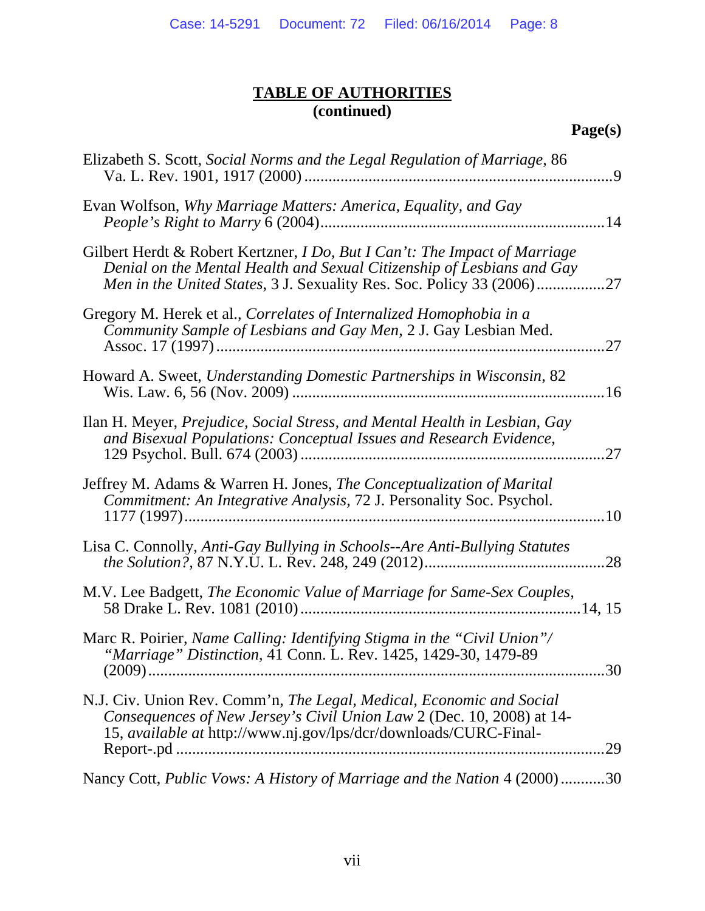**TABLE OF AUTHORITIES**
**(continued)**

**Page(s)**

Elizabeth S. Scott, *Social Norms and the Legal Regulation of Marriage*, 86 Va. L. Rev. 1901, 1917 (2000) ............................................................................9

Evan Wolfson, *Why Marriage Matters: America, Equality, and Gay People's Right to Marry* 6 (2004)......................................................................14

Gilbert Herdt & Robert Kertzner, *I Do, But I Can't: The Impact of Marriage Denial on the Mental Health and Sexual Citizenship of Lesbians and Gay Men in the United States*, 3 J. Sexuality Res. Soc. Policy 33 (2006).................27

Gregory M. Herek et al., *Correlates of Internalized Homophobia in a Community Sample of Lesbians and Gay Men*, 2 J. Gay Lesbian Med. Assoc. 17 (1997)................................................................................................27

Howard A. Sweet, *Understanding Domestic Partnerships in Wisconsin*, 82 Wis. Law. 6, 56 (Nov. 2009) .............................................................................16

Ilan H. Meyer, *Prejudice, Social Stress, and Mental Health in Lesbian, Gay and Bisexual Populations: Conceptual Issues and Research Evidence*, 129 Psychol. Bull. 674 (2003)...........................................................................27

Jeffrey M. Adams & Warren H. Jones, *The Conceptualization of Marital Commitment: An Integrative Analysis*, 72 J. Personality Soc. Psychol. 1177 (1997).........................................................................................................10

Lisa C. Connolly, *Anti-Gay Bullying in Schools--Are Anti-Bullying Statutes the Solution?*, 87 N.Y.U. L. Rev. 248, 249 (2012).............................................28

M.V. Lee Badgett, *The Economic Value of Marriage for Same-Sex Couples*, 58 Drake L. Rev. 1081 (2010).....................................................................14, 15

Marc R. Poirier, *Name Calling: Identifying Stigma in the "Civil Union"/ "Marriage" Distinction*, 41 Conn. L. Rev. 1425, 1429-30, 1479-89 (2009)..........................................................................................................30

N.J. Civ. Union Rev. Comm'n, *The Legal, Medical, Economic and Social Consequences of New Jersey's Civil Union Law* 2 (Dec. 10, 2008) at 14-15, *available at* http://www.nj.gov/lps/dcr/downloads/CURC-Final-Report-.pd ..........................................................................................................29

Nancy Cott, *Public Vows: A History of Marriage and the Nation* 4 (2000)...........30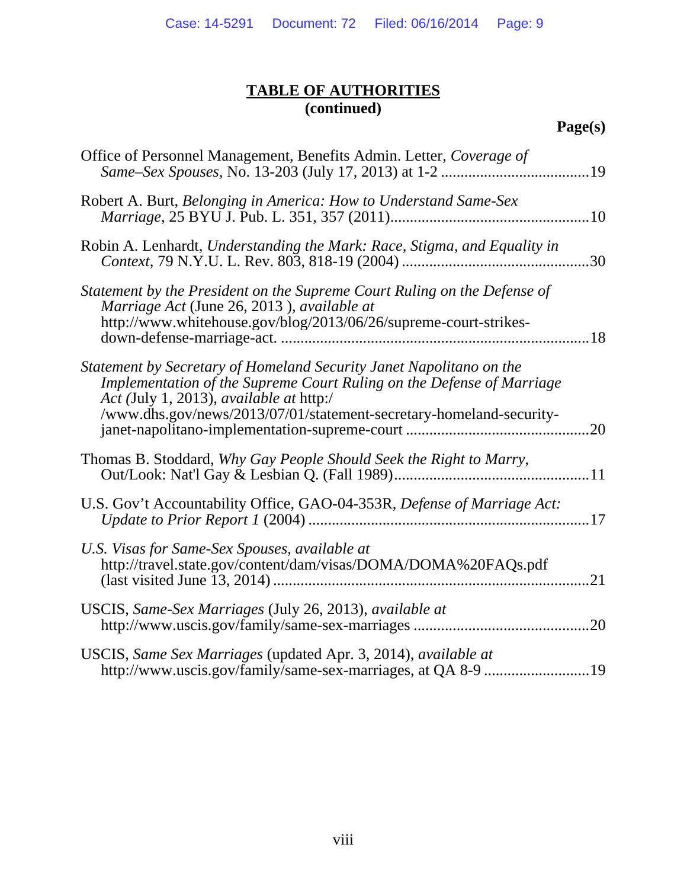## TABLE OF AUTHORITIES
**(continued)**

**Page(s)**

Office of Personnel Management, Benefits Admin. Letter, *Coverage of Same–Sex Spouses,* No. 13-203 (July 17, 2013) at 1-2 ....................................19

Robert A. Burt, *Belonging in America: How to Understand Same-Sex Marriage*, 25 BYU J. Pub. L. 351, 357 (2011)...................................................10

Robin A. Lenhardt, *Understanding the Mark: Race, Stigma, and Equality in Context*, 79 N.Y.U. L. Rev. 803, 818-19 (2004) ...............................................30

*Statement by the President on the Supreme Court Ruling on the Defense of Marriage Act* (June 26, 2013 ), *available at* http://www.whitehouse.gov/blog/2013/06/26/supreme-court-strikes-down-defense-marriage-act. .............................................................................18

*Statement by Secretary of Homeland Security Janet Napolitano on the Implementation of the Supreme Court Ruling on the Defense of Marriage Act (*July 1, 2013), *available at* http:/ /www.dhs.gov/news/2013/07/01/statement-secretary-homeland-security-janet-napolitano-implementation-supreme-court ..............................................20

Thomas B. Stoddard, *Why Gay People Should Seek the Right to Marry*, Out/Look: Nat'l Gay & Lesbian Q. (Fall 1989).................................................11

U.S. Gov't Accountability Office, GAO-04-353R, *Defense of Marriage Act: Update to Prior Report 1* (2004) .......................................................................17

*U.S. Visas for Same-Sex Spouses*, *available at* http://travel.state.gov/content/dam/visas/DOMA/DOMA%20FAQs.pdf (last visited June 13, 2014) ................................................................................21

USCIS, *Same-Sex Marriages* (July 26, 2013), *available at* http://www.uscis.gov/family/same-sex-marriages ............................................20

USCIS, *Same Sex Marriages* (updated Apr. 3, 2014), *available at* http://www.uscis.gov/family/same-sex-marriages, at QA 8-9 ...........................19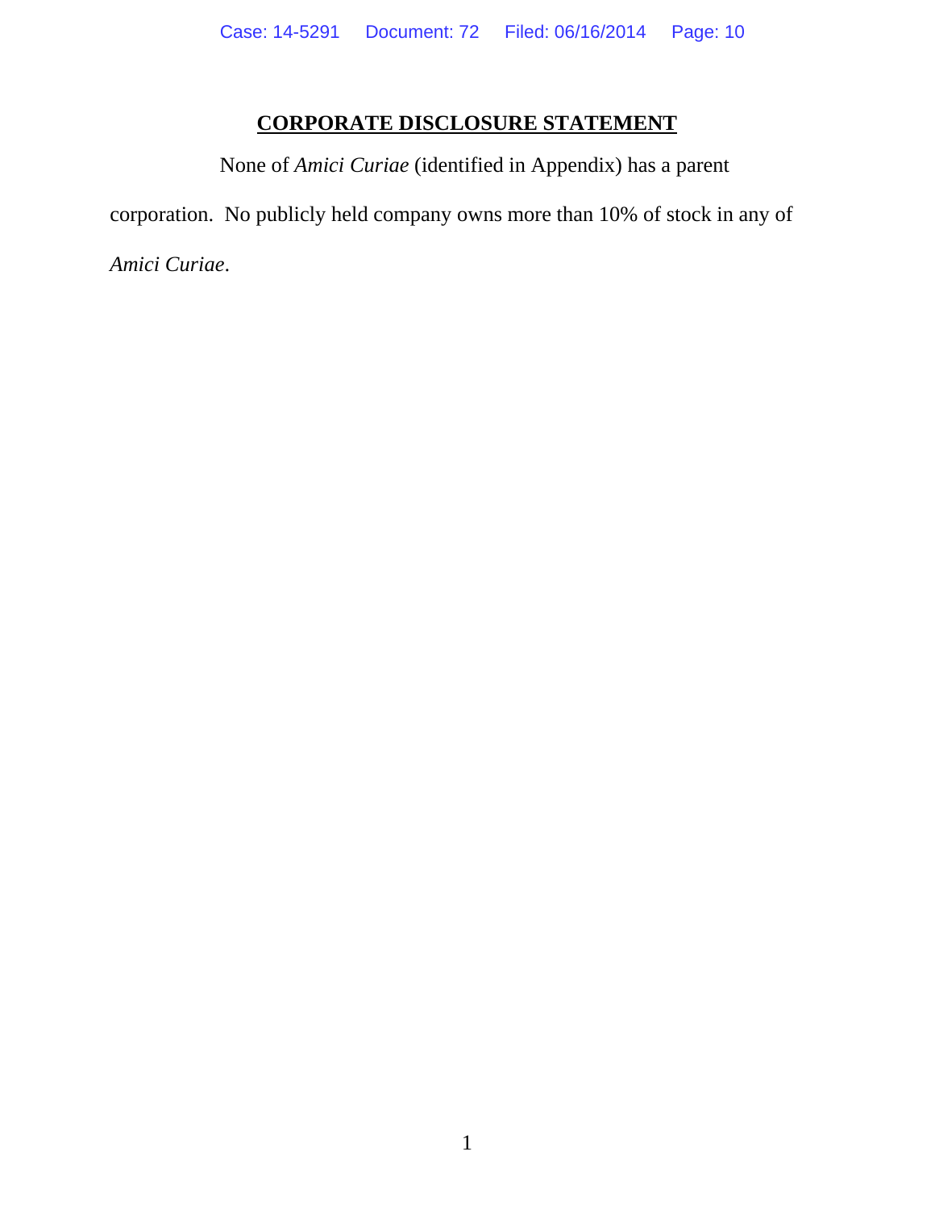## CORPORATE DISCLOSURE STATEMENT

None of *Amici Curiae* (identified in Appendix) has a parent corporation. No publicly held company owns more than 10% of stock in any of *Amici Curiae*.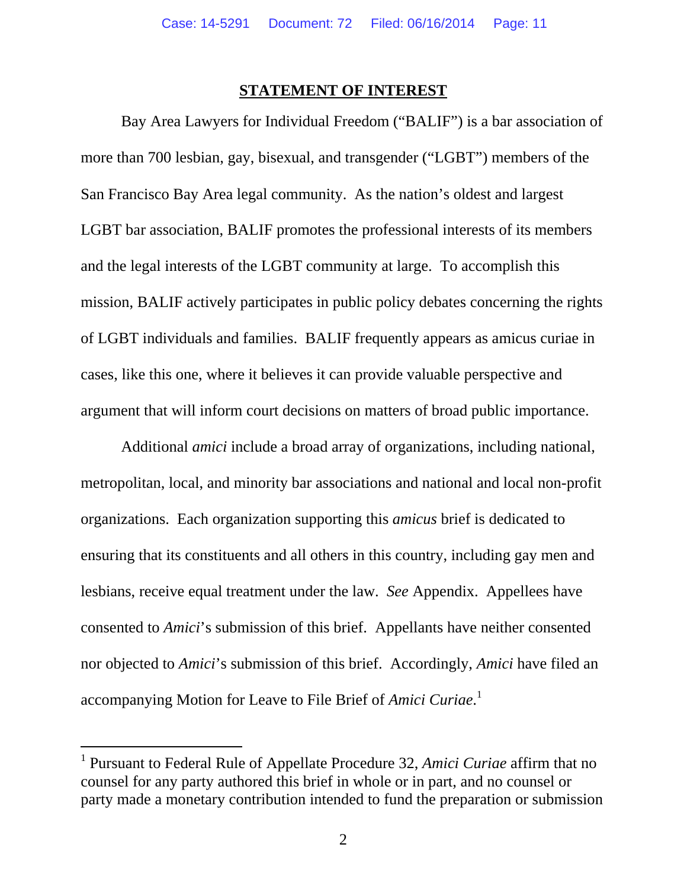## STATEMENT OF INTEREST

Bay Area Lawyers for Individual Freedom ("BALIF") is a bar association of more than 700 lesbian, gay, bisexual, and transgender ("LGBT") members of the San Francisco Bay Area legal community. As the nation's oldest and largest LGBT bar association, BALIF promotes the professional interests of its members and the legal interests of the LGBT community at large. To accomplish this mission, BALIF actively participates in public policy debates concerning the rights of LGBT individuals and families. BALIF frequently appears as amicus curiae in cases, like this one, where it believes it can provide valuable perspective and argument that will inform court decisions on matters of broad public importance.

Additional *amici* include a broad array of organizations, including national, metropolitan, local, and minority bar associations and national and local non-profit organizations. Each organization supporting this *amicus* brief is dedicated to ensuring that its constituents and all others in this country, including gay men and lesbians, receive equal treatment under the law. *See* Appendix. Appellees have consented to *Amici*'s submission of this brief. Appellants have neither consented nor objected to *Amici*'s submission of this brief. Accordingly, *Amici* have filed an accompanying Motion for Leave to File Brief of *Amici Curiae*.[1]

---

[1] Pursuant to Federal Rule of Appellate Procedure 32, *Amici Curiae* affirm that no counsel for any party authored this brief in whole or in part, and no counsel or party made a monetary contribution intended to fund the preparation or submission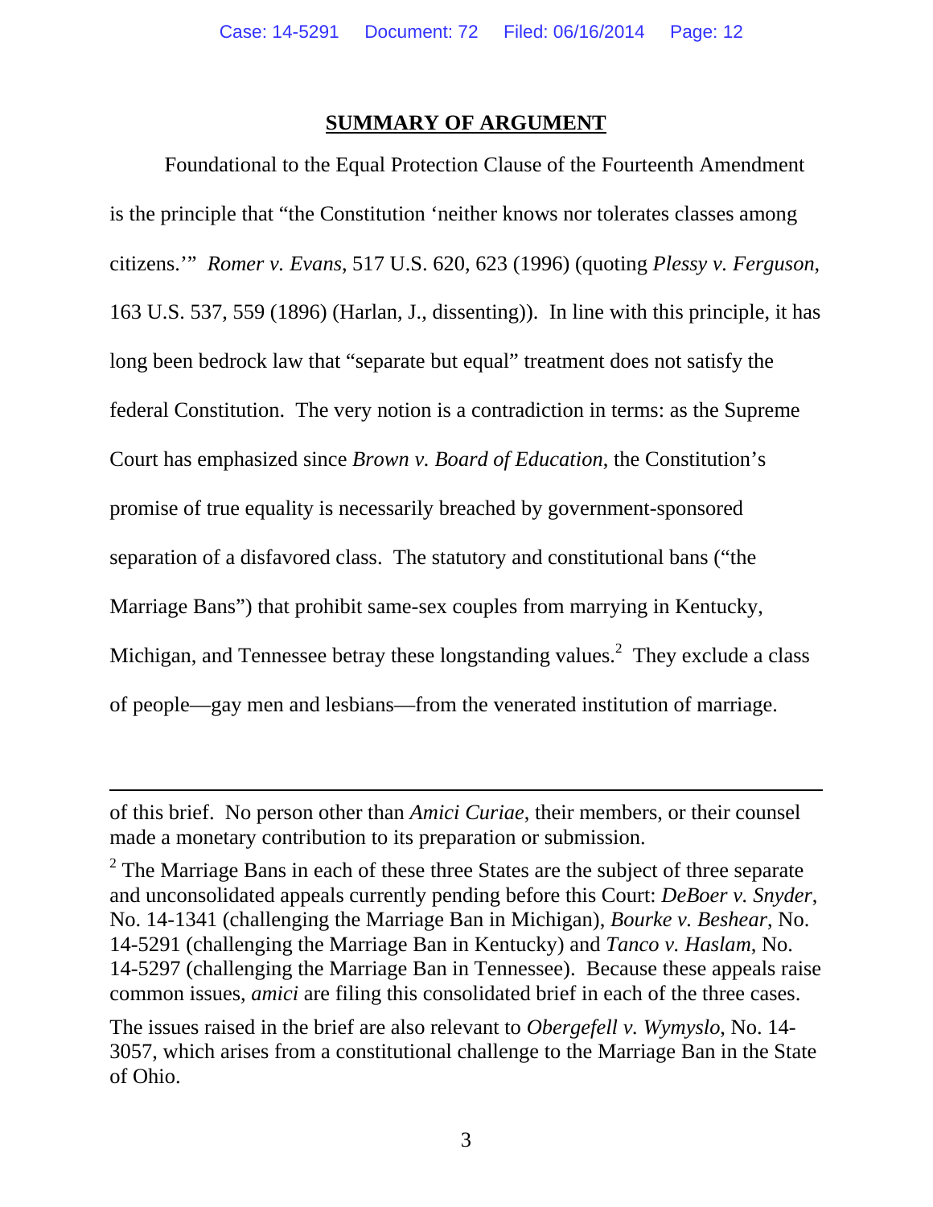## SUMMARY OF ARGUMENT

Foundational to the Equal Protection Clause of the Fourteenth Amendment is the principle that "the Constitution 'neither knows nor tolerates classes among citizens.'" *Romer v. Evans*, 517 U.S. 620, 623 (1996) (quoting *Plessy v. Ferguson*, 163 U.S. 537, 559 (1896) (Harlan, J., dissenting)). In line with this principle, it has long been bedrock law that "separate but equal" treatment does not satisfy the federal Constitution. The very notion is a contradiction in terms: as the Supreme Court has emphasized since *Brown v. Board of Education*, the Constitution's promise of true equality is necessarily breached by government-sponsored separation of a disfavored class. The statutory and constitutional bans ("the Marriage Bans") that prohibit same-sex couples from marrying in Kentucky, Michigan, and Tennessee betray these longstanding values.[2] They exclude a class of people—gay men and lesbians—from the venerated institution of marriage.

---

of this brief. No person other than *Amici Curiae*, their members, or their counsel made a monetary contribution to its preparation or submission.

[2] The Marriage Bans in each of these three States are the subject of three separate and unconsolidated appeals currently pending before this Court: *DeBoer v. Snyder*, No. 14-1341 (challenging the Marriage Ban in Michigan), *Bourke v. Beshear*, No. 14-5291 (challenging the Marriage Ban in Kentucky) and *Tanco v. Haslam*, No. 14-5297 (challenging the Marriage Ban in Tennessee). Because these appeals raise common issues, *amici* are filing this consolidated brief in each of the three cases.

The issues raised in the brief are also relevant to *Obergefell v. Wymyslo*, No. 14-3057, which arises from a constitutional challenge to the Marriage Ban in the State of Ohio.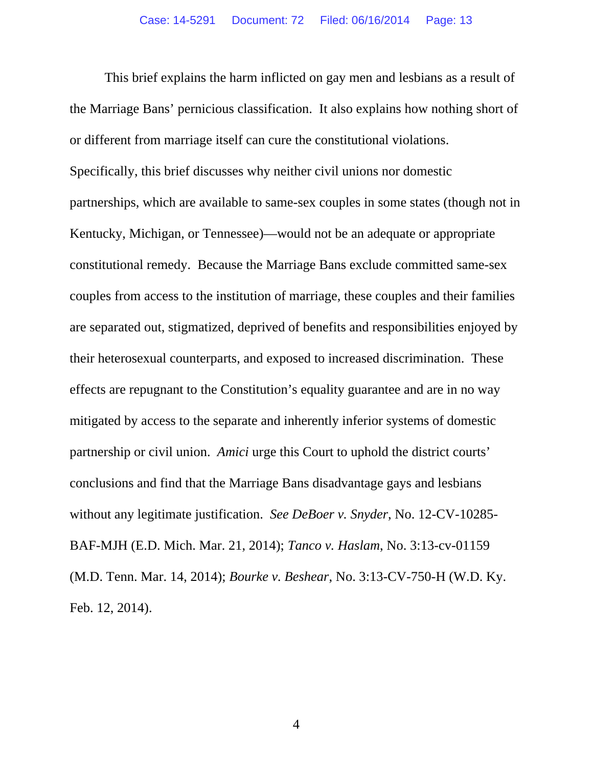This brief explains the harm inflicted on gay men and lesbians as a result of the Marriage Bans' pernicious classification. It also explains how nothing short of or different from marriage itself can cure the constitutional violations. Specifically, this brief discusses why neither civil unions nor domestic partnerships, which are available to same-sex couples in some states (though not in Kentucky, Michigan, or Tennessee)—would not be an adequate or appropriate constitutional remedy. Because the Marriage Bans exclude committed same-sex couples from access to the institution of marriage, these couples and their families are separated out, stigmatized, deprived of benefits and responsibilities enjoyed by their heterosexual counterparts, and exposed to increased discrimination. These effects are repugnant to the Constitution's equality guarantee and are in no way mitigated by access to the separate and inherently inferior systems of domestic partnership or civil union. *Amici* urge this Court to uphold the district courts' conclusions and find that the Marriage Bans disadvantage gays and lesbians without any legitimate justification. *See DeBoer v. Snyder*, No. 12-CV-10285-BAF-MJH (E.D. Mich. Mar. 21, 2014); *Tanco v. Haslam*, No. 3:13-cv-01159 (M.D. Tenn. Mar. 14, 2014); *Bourke v. Beshear*, No. 3:13-CV-750-H (W.D. Ky. Feb. 12, 2014).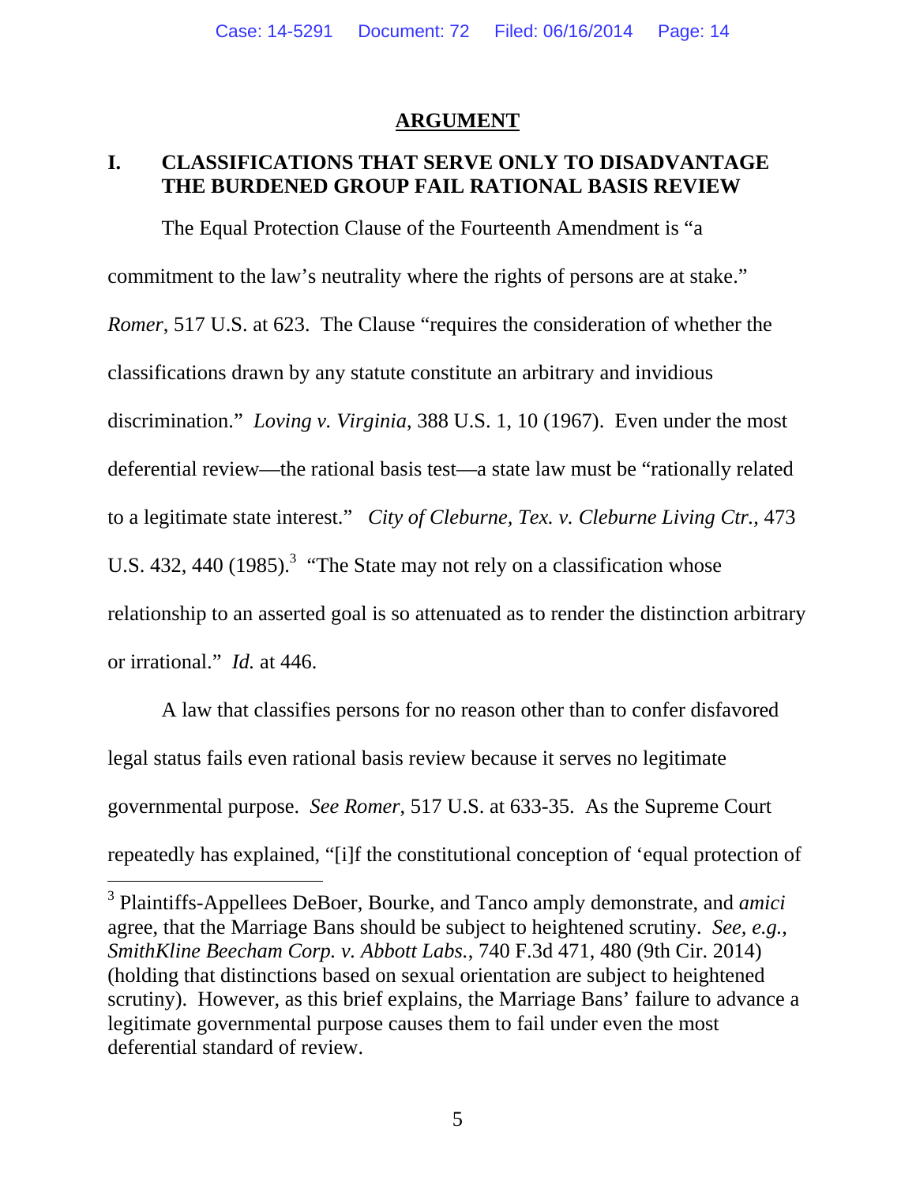## ARGUMENT

### I. CLASSIFICATIONS THAT SERVE ONLY TO DISADVANTAGE THE BURDENED GROUP FAIL RATIONAL BASIS REVIEW

The Equal Protection Clause of the Fourteenth Amendment is "a commitment to the law's neutrality where the rights of persons are at stake." *Romer*, 517 U.S. at 623. The Clause "requires the consideration of whether the classifications drawn by any statute constitute an arbitrary and invidious discrimination." *Loving v. Virginia*, 388 U.S. 1, 10 (1967). Even under the most deferential review—the rational basis test—a state law must be "rationally related to a legitimate state interest." *City of Cleburne, Tex. v. Cleburne Living Ctr.*, 473 U.S. 432, 440 (1985).[3] "The State may not rely on a classification whose relationship to an asserted goal is so attenuated as to render the distinction arbitrary or irrational." *Id.* at 446.

A law that classifies persons for no reason other than to confer disfavored legal status fails even rational basis review because it serves no legitimate governmental purpose. *See Romer*, 517 U.S. at 633-35. As the Supreme Court repeatedly has explained, "[i]f the constitutional conception of 'equal protection of

---

[3] Plaintiffs-Appellees DeBoer, Bourke, and Tanco amply demonstrate, and *amici* agree, that the Marriage Bans should be subject to heightened scrutiny. *See, e.g.*, *SmithKline Beecham Corp. v. Abbott Labs.*, 740 F.3d 471, 480 (9th Cir. 2014) (holding that distinctions based on sexual orientation are subject to heightened scrutiny). However, as this brief explains, the Marriage Bans' failure to advance a legitimate governmental purpose causes them to fail under even the most deferential standard of review.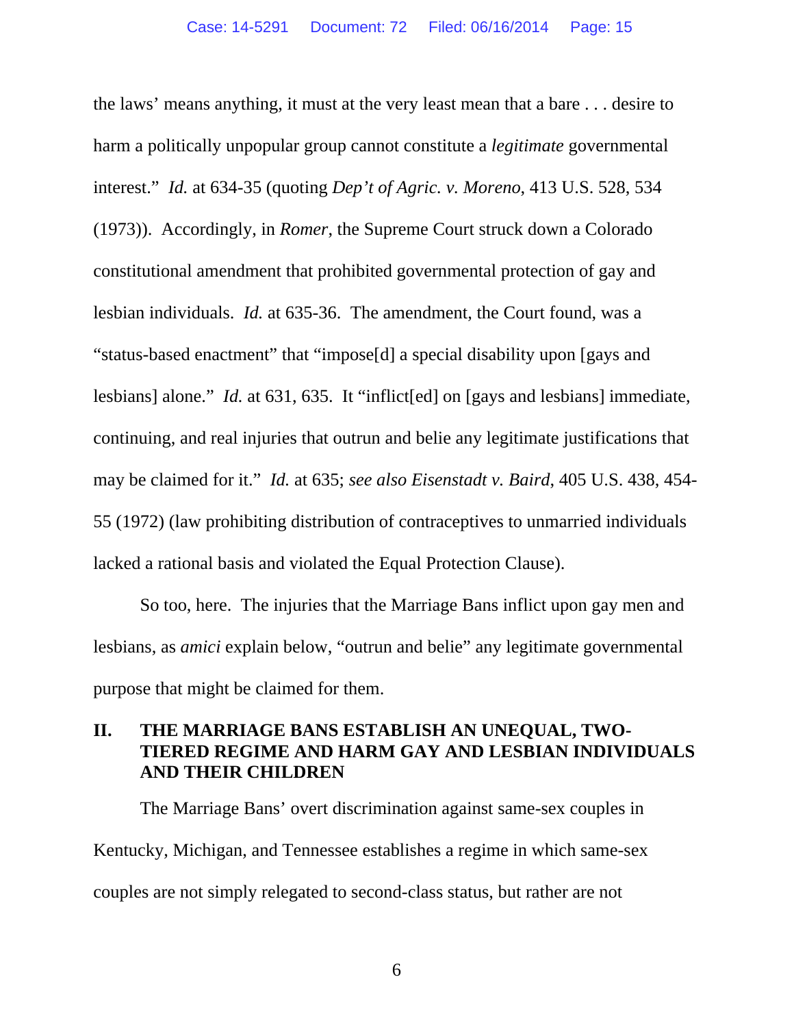the laws' means anything, it must at the very least mean that a bare . . . desire to harm a politically unpopular group cannot constitute a *legitimate* governmental interest." *Id.* at 634-35 (quoting *Dep't of Agric. v. Moreno*, 413 U.S. 528, 534 (1973)). Accordingly, in *Romer*, the Supreme Court struck down a Colorado constitutional amendment that prohibited governmental protection of gay and lesbian individuals. *Id.* at 635-36. The amendment, the Court found, was a "status-based enactment" that "impose[d] a special disability upon [gays and lesbians] alone." *Id.* at 631, 635. It "inflict[ed] on [gays and lesbians] immediate, continuing, and real injuries that outrun and belie any legitimate justifications that may be claimed for it." *Id.* at 635; *see also Eisenstadt v. Baird*, 405 U.S. 438, 454-55 (1972) (law prohibiting distribution of contraceptives to unmarried individuals lacked a rational basis and violated the Equal Protection Clause).

So too, here. The injuries that the Marriage Bans inflict upon gay men and lesbians, as *amici* explain below, "outrun and belie" any legitimate governmental purpose that might be claimed for them.

## II. THE MARRIAGE BANS ESTABLISH AN UNEQUAL, TWO-TIERED REGIME AND HARM GAY AND LESBIAN INDIVIDUALS AND THEIR CHILDREN

The Marriage Bans' overt discrimination against same-sex couples in Kentucky, Michigan, and Tennessee establishes a regime in which same-sex couples are not simply relegated to second-class status, but rather are not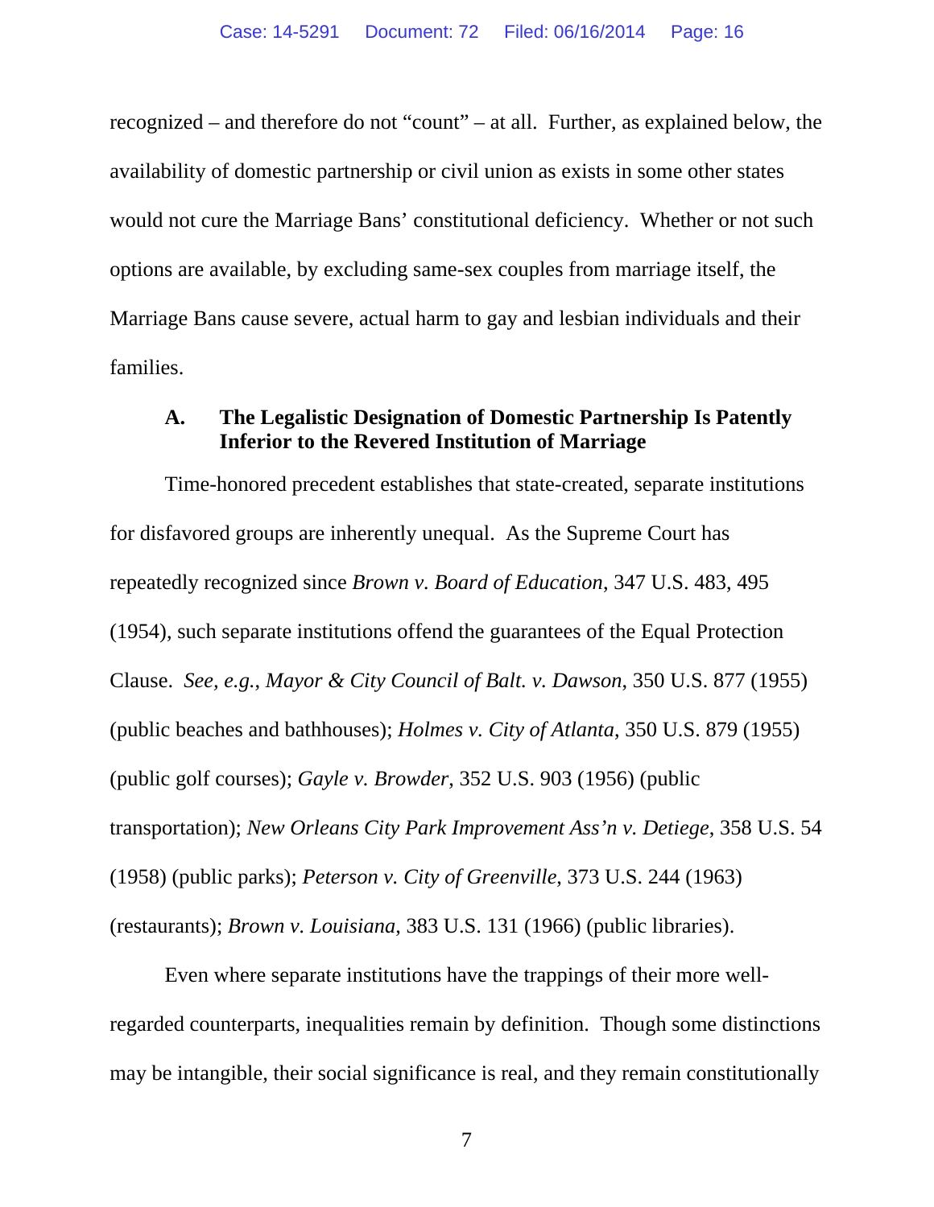recognized – and therefore do not "count" – at all. Further, as explained below, the availability of domestic partnership or civil union as exists in some other states would not cure the Marriage Bans' constitutional deficiency. Whether or not such options are available, by excluding same-sex couples from marriage itself, the Marriage Bans cause severe, actual harm to gay and lesbian individuals and their families.

### A. The Legalistic Designation of Domestic Partnership Is Patently Inferior to the Revered Institution of Marriage

Time-honored precedent establishes that state-created, separate institutions for disfavored groups are inherently unequal. As the Supreme Court has repeatedly recognized since *Brown v. Board of Education*, 347 U.S. 483, 495 (1954), such separate institutions offend the guarantees of the Equal Protection Clause. *See, e.g.*, *Mayor & City Council of Balt. v. Dawson*, 350 U.S. 877 (1955) (public beaches and bathhouses); *Holmes v. City of Atlanta*, 350 U.S. 879 (1955) (public golf courses); *Gayle v. Browder*, 352 U.S. 903 (1956) (public transportation); *New Orleans City Park Improvement Ass'n v. Detiege*, 358 U.S. 54 (1958) (public parks); *Peterson v. City of Greenville*, 373 U.S. 244 (1963) (restaurants); *Brown v. Louisiana*, 383 U.S. 131 (1966) (public libraries).

Even where separate institutions have the trappings of their more well-regarded counterparts, inequalities remain by definition. Though some distinctions may be intangible, their social significance is real, and they remain constitutionally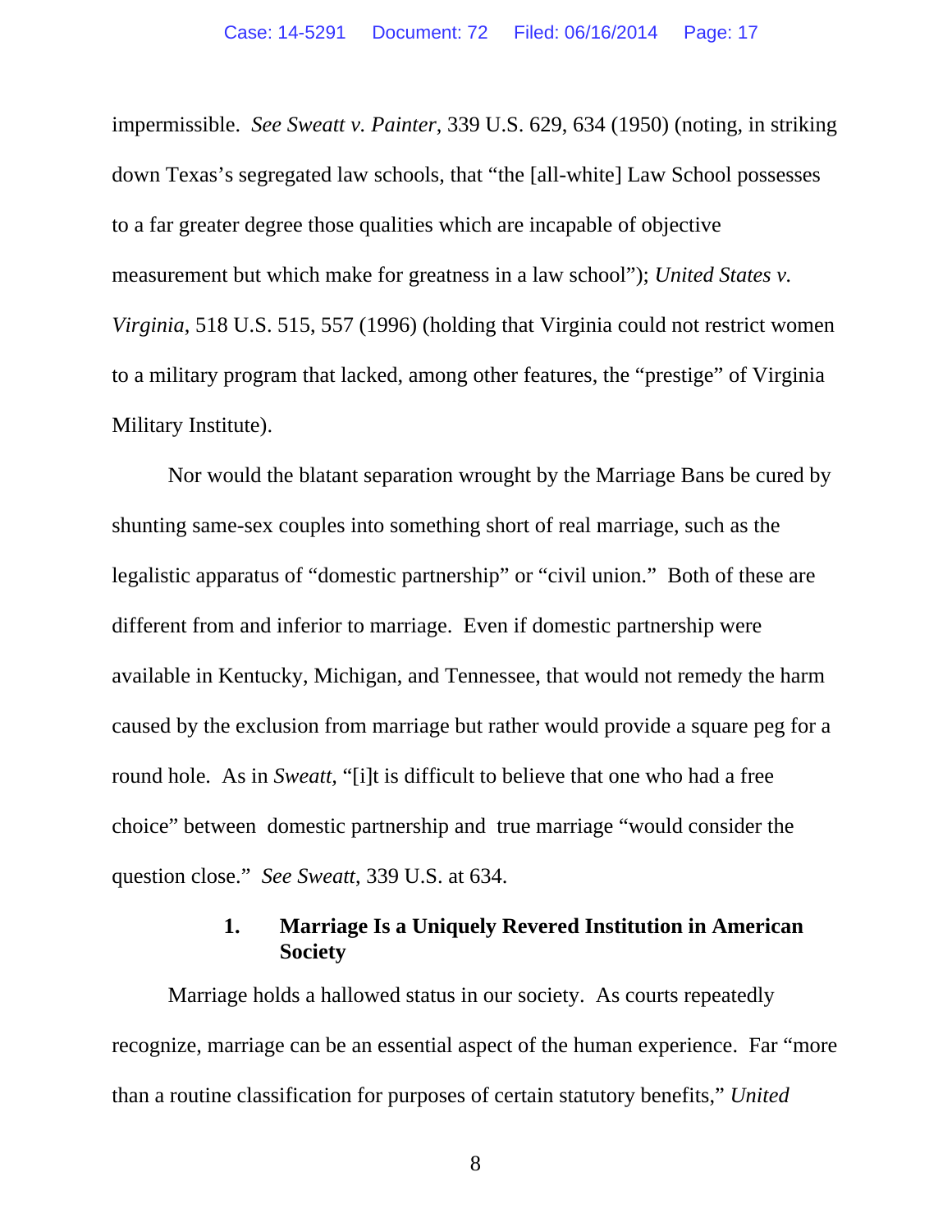impermissible. *See Sweatt v. Painter*, 339 U.S. 629, 634 (1950) (noting, in striking down Texas's segregated law schools, that "the [all-white] Law School possesses to a far greater degree those qualities which are incapable of objective measurement but which make for greatness in a law school"); *United States v. Virginia*, 518 U.S. 515, 557 (1996) (holding that Virginia could not restrict women to a military program that lacked, among other features, the "prestige" of Virginia Military Institute).

Nor would the blatant separation wrought by the Marriage Bans be cured by shunting same-sex couples into something short of real marriage, such as the legalistic apparatus of "domestic partnership" or "civil union." Both of these are different from and inferior to marriage. Even if domestic partnership were available in Kentucky, Michigan, and Tennessee, that would not remedy the harm caused by the exclusion from marriage but rather would provide a square peg for a round hole. As in *Sweatt*, "[i]t is difficult to believe that one who had a free choice" between domestic partnership and true marriage "would consider the question close." *See Sweatt*, 339 U.S. at 634.

### 1. Marriage Is a Uniquely Revered Institution in American Society

Marriage holds a hallowed status in our society. As courts repeatedly recognize, marriage can be an essential aspect of the human experience. Far "more than a routine classification for purposes of certain statutory benefits," *United*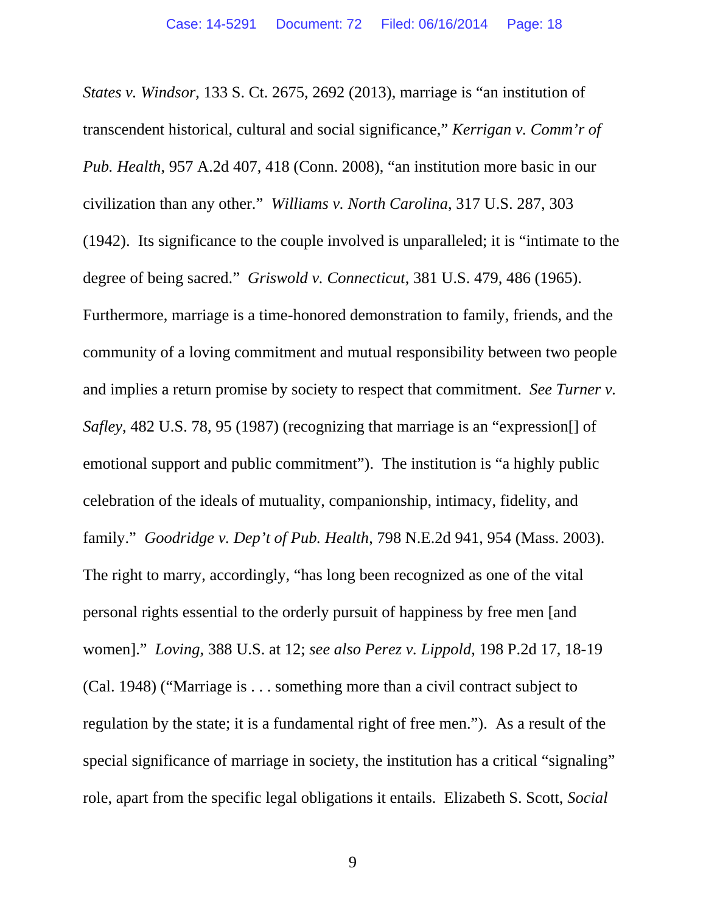*States v. Windsor*, 133 S. Ct. 2675, 2692 (2013), marriage is “an institution of transcendent historical, cultural and social significance,” *Kerrigan v. Comm’r of Pub. Health*, 957 A.2d 407, 418 (Conn. 2008), “an institution more basic in our civilization than any other.” *Williams v. North Carolina*, 317 U.S. 287, 303 (1942). Its significance to the couple involved is unparalleled; it is “intimate to the degree of being sacred.” *Griswold v. Connecticut*, 381 U.S. 479, 486 (1965). Furthermore, marriage is a time-honored demonstration to family, friends, and the community of a loving commitment and mutual responsibility between two people and implies a return promise by society to respect that commitment. *See Turner v. Safley*, 482 U.S. 78, 95 (1987) (recognizing that marriage is an “expression[] of emotional support and public commitment”). The institution is “a highly public celebration of the ideals of mutuality, companionship, intimacy, fidelity, and family.” *Goodridge v. Dep’t of Pub. Health*, 798 N.E.2d 941, 954 (Mass. 2003). The right to marry, accordingly, “has long been recognized as one of the vital personal rights essential to the orderly pursuit of happiness by free men [and women].” *Loving*, 388 U.S. at 12; *see also Perez v. Lippold*, 198 P.2d 17, 18-19 (Cal. 1948) (“Marriage is . . . something more than a civil contract subject to regulation by the state; it is a fundamental right of free men.”). As a result of the special significance of marriage in society, the institution has a critical “signaling” role, apart from the specific legal obligations it entails. Elizabeth S. Scott, *Social*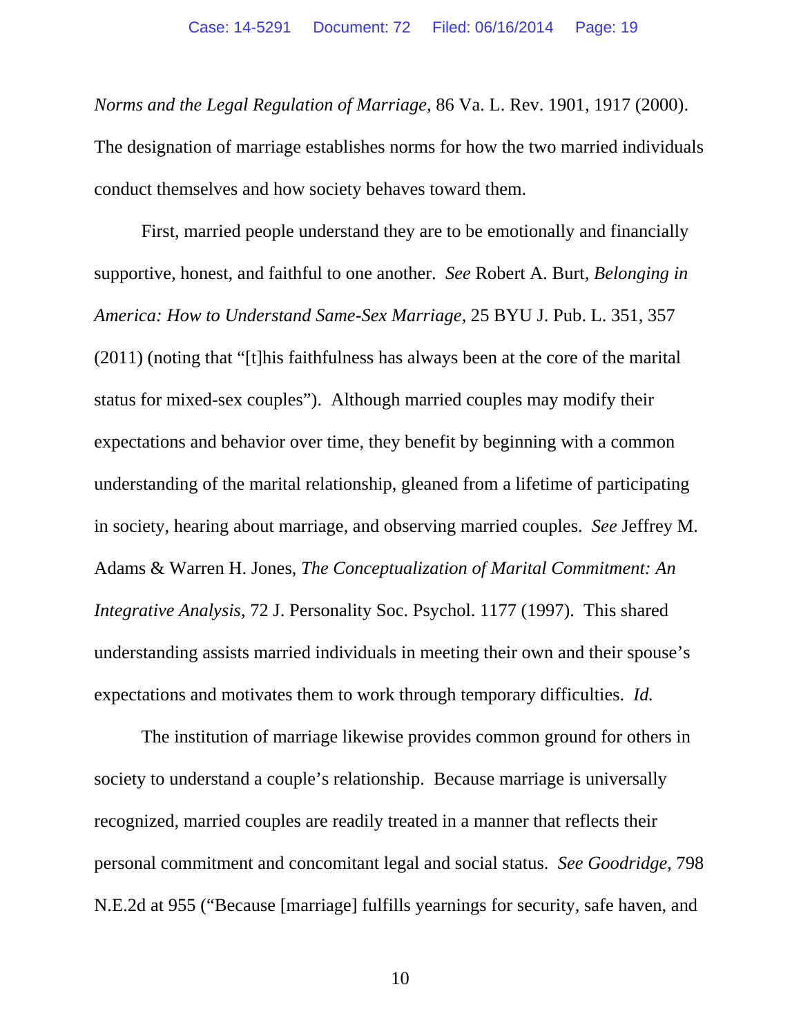*Norms and the Legal Regulation of Marriage*, 86 Va. L. Rev. 1901, 1917 (2000). The designation of marriage establishes norms for how the two married individuals conduct themselves and how society behaves toward them.

First, married people understand they are to be emotionally and financially supportive, honest, and faithful to one another. *See* Robert A. Burt, *Belonging in America: How to Understand Same-Sex Marriage*, 25 BYU J. Pub. L. 351, 357 (2011) (noting that "[t]his faithfulness has always been at the core of the marital status for mixed-sex couples"). Although married couples may modify their expectations and behavior over time, they benefit by beginning with a common understanding of the marital relationship, gleaned from a lifetime of participating in society, hearing about marriage, and observing married couples. *See* Jeffrey M. Adams & Warren H. Jones, *The Conceptualization of Marital Commitment: An Integrative Analysis*, 72 J. Personality Soc. Psychol. 1177 (1997). This shared understanding assists married individuals in meeting their own and their spouse's expectations and motivates them to work through temporary difficulties. *Id.*

The institution of marriage likewise provides common ground for others in society to understand a couple's relationship. Because marriage is universally recognized, married couples are readily treated in a manner that reflects their personal commitment and concomitant legal and social status. *See Goodridge*, 798 N.E.2d at 955 ("Because [marriage] fulfills yearnings for security, safe haven, and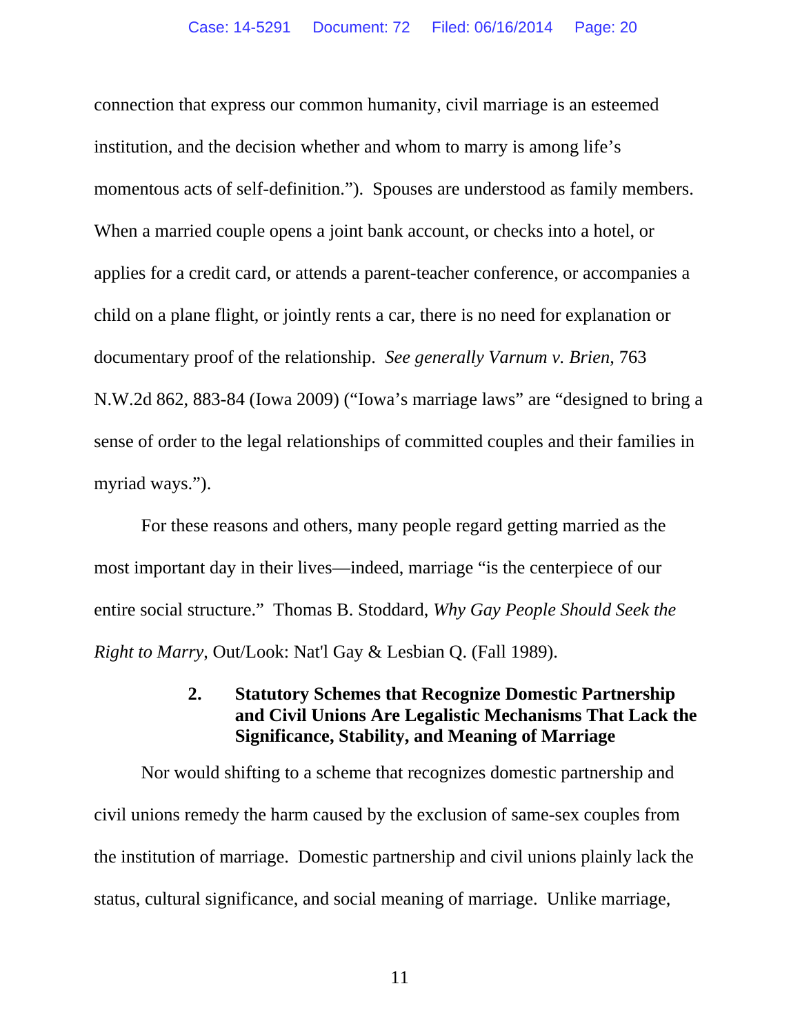connection that express our common humanity, civil marriage is an esteemed institution, and the decision whether and whom to marry is among life's momentous acts of self-definition."). Spouses are understood as family members. When a married couple opens a joint bank account, or checks into a hotel, or applies for a credit card, or attends a parent-teacher conference, or accompanies a child on a plane flight, or jointly rents a car, there is no need for explanation or documentary proof of the relationship. *See generally Varnum v. Brien*, 763 N.W.2d 862, 883-84 (Iowa 2009) ("Iowa's marriage laws" are "designed to bring a sense of order to the legal relationships of committed couples and their families in myriad ways.").

For these reasons and others, many people regard getting married as the most important day in their lives—indeed, marriage "is the centerpiece of our entire social structure." Thomas B. Stoddard, *Why Gay People Should Seek the Right to Marry*, Out/Look: Nat'l Gay & Lesbian Q. (Fall 1989).

#### 2. Statutory Schemes that Recognize Domestic Partnership and Civil Unions Are Legalistic Mechanisms That Lack the Significance, Stability, and Meaning of Marriage

Nor would shifting to a scheme that recognizes domestic partnership and civil unions remedy the harm caused by the exclusion of same-sex couples from the institution of marriage. Domestic partnership and civil unions plainly lack the status, cultural significance, and social meaning of marriage. Unlike marriage,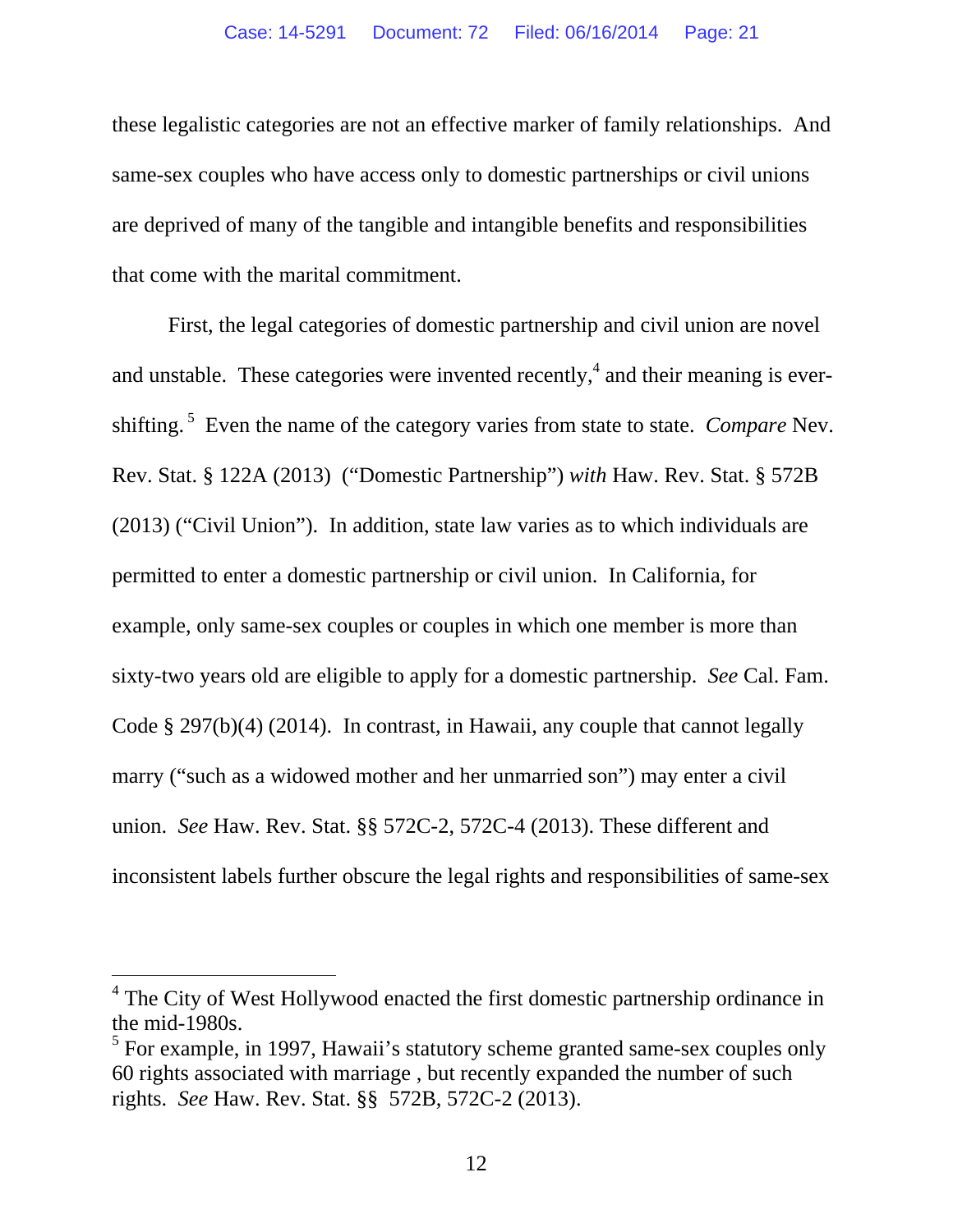these legalistic categories are not an effective marker of family relationships. And same-sex couples who have access only to domestic partnerships or civil unions are deprived of many of the tangible and intangible benefits and responsibilities that come with the marital commitment.

First, the legal categories of domestic partnership and civil union are novel and unstable. These categories were invented recently,[4] and their meaning is ever-shifting.[5] Even the name of the category varies from state to state. *Compare* Nev. Rev. Stat. § 122A (2013) ("Domestic Partnership") *with* Haw. Rev. Stat. § 572B (2013) ("Civil Union"). In addition, state law varies as to which individuals are permitted to enter a domestic partnership or civil union. In California, for example, only same-sex couples or couples in which one member is more than sixty-two years old are eligible to apply for a domestic partnership. *See* Cal. Fam. Code § 297(b)(4) (2014). In contrast, in Hawaii, any couple that cannot legally marry ("such as a widowed mother and her unmarried son") may enter a civil union. *See* Haw. Rev. Stat. §§ 572C-2, 572C-4 (2013). These different and inconsistent labels further obscure the legal rights and responsibilities of same-sex

---

[4] The City of West Hollywood enacted the first domestic partnership ordinance in the mid-1980s.

[5] For example, in 1997, Hawaii's statutory scheme granted same-sex couples only 60 rights associated with marriage , but recently expanded the number of such rights. *See* Haw. Rev. Stat. §§ 572B, 572C-2 (2013).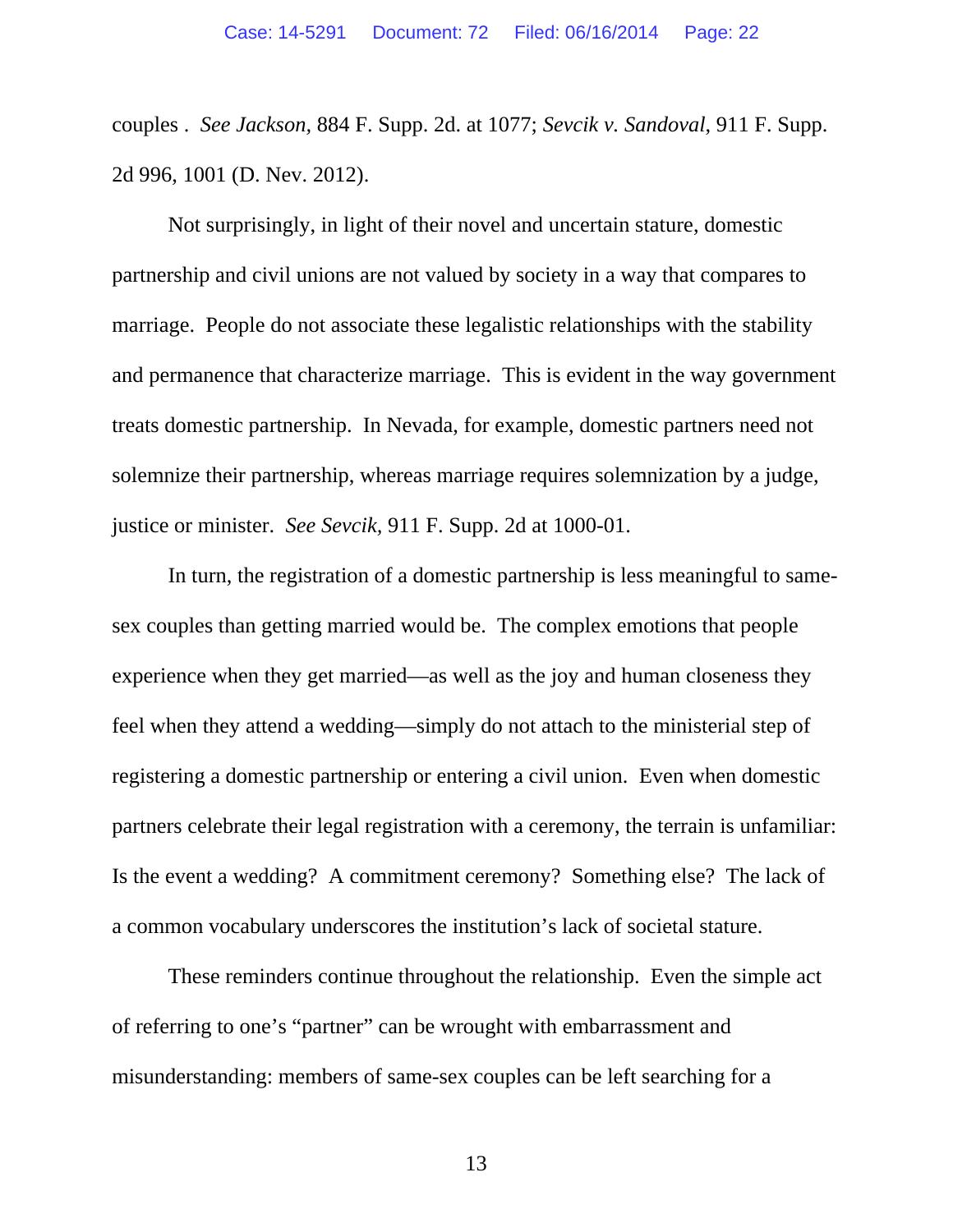couples . *See Jackson,* 884 F. Supp. 2d. at 1077; *Sevcik v. Sandoval,* 911 F. Supp. 2d 996, 1001 (D. Nev. 2012).

Not surprisingly, in light of their novel and uncertain stature, domestic partnership and civil unions are not valued by society in a way that compares to marriage. People do not associate these legalistic relationships with the stability and permanence that characterize marriage. This is evident in the way government treats domestic partnership. In Nevada, for example, domestic partners need not solemnize their partnership, whereas marriage requires solemnization by a judge, justice or minister. *See Sevcik,* 911 F. Supp. 2d at 1000-01.

In turn, the registration of a domestic partnership is less meaningful to same-sex couples than getting married would be. The complex emotions that people experience when they get married—as well as the joy and human closeness they feel when they attend a wedding—simply do not attach to the ministerial step of registering a domestic partnership or entering a civil union. Even when domestic partners celebrate their legal registration with a ceremony, the terrain is unfamiliar: Is the event a wedding? A commitment ceremony? Something else? The lack of a common vocabulary underscores the institution's lack of societal stature.

These reminders continue throughout the relationship. Even the simple act of referring to one's "partner" can be wrought with embarrassment and misunderstanding: members of same-sex couples can be left searching for a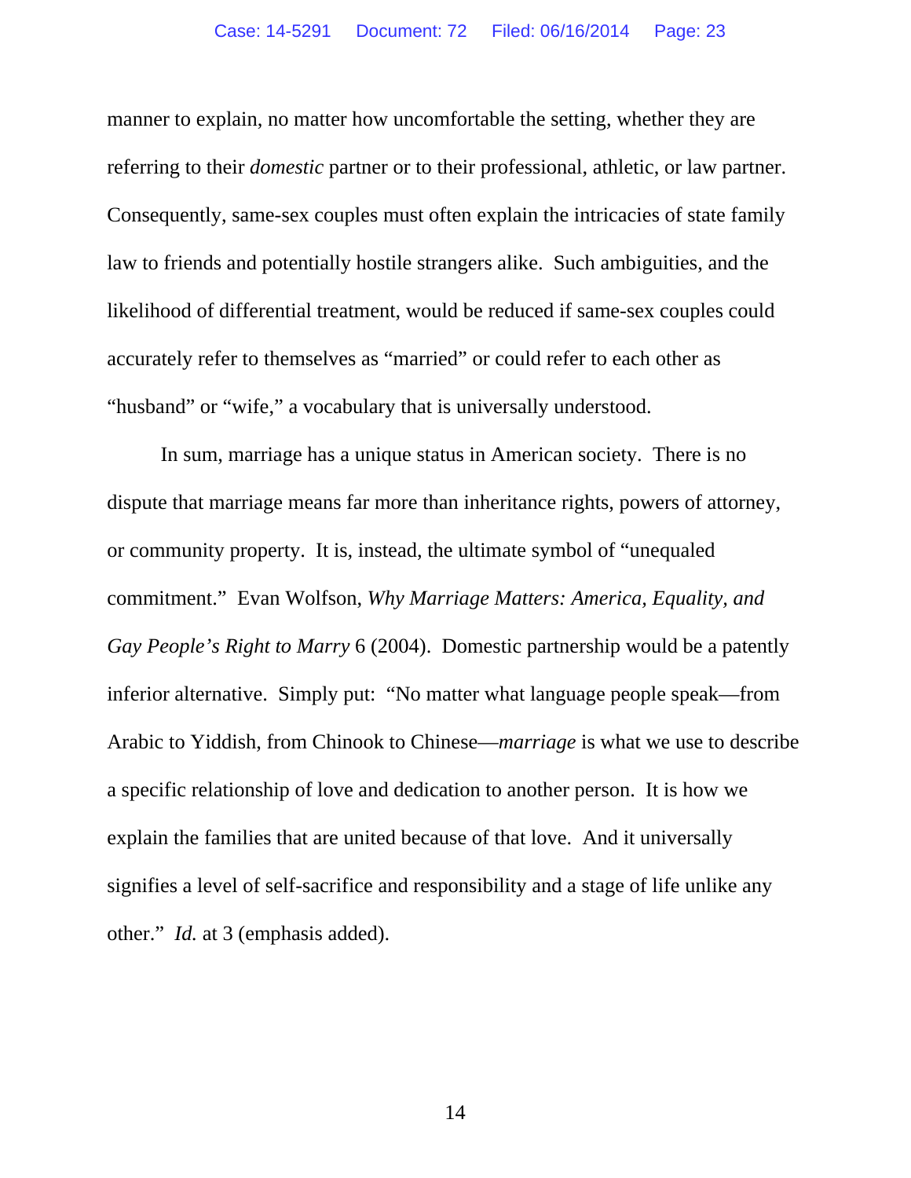manner to explain, no matter how uncomfortable the setting, whether they are referring to their *domestic* partner or to their professional, athletic, or law partner. Consequently, same-sex couples must often explain the intricacies of state family law to friends and potentially hostile strangers alike. Such ambiguities, and the likelihood of differential treatment, would be reduced if same-sex couples could accurately refer to themselves as "married" or could refer to each other as "husband" or "wife," a vocabulary that is universally understood.

In sum, marriage has a unique status in American society. There is no dispute that marriage means far more than inheritance rights, powers of attorney, or community property. It is, instead, the ultimate symbol of "unequaled commitment." Evan Wolfson, *Why Marriage Matters: America, Equality, and Gay People's Right to Marry* 6 (2004). Domestic partnership would be a patently inferior alternative. Simply put: "No matter what language people speak—from Arabic to Yiddish, from Chinook to Chinese—*marriage* is what we use to describe a specific relationship of love and dedication to another person. It is how we explain the families that are united because of that love. And it universally signifies a level of self-sacrifice and responsibility and a stage of life unlike any other." *Id.* at 3 (emphasis added).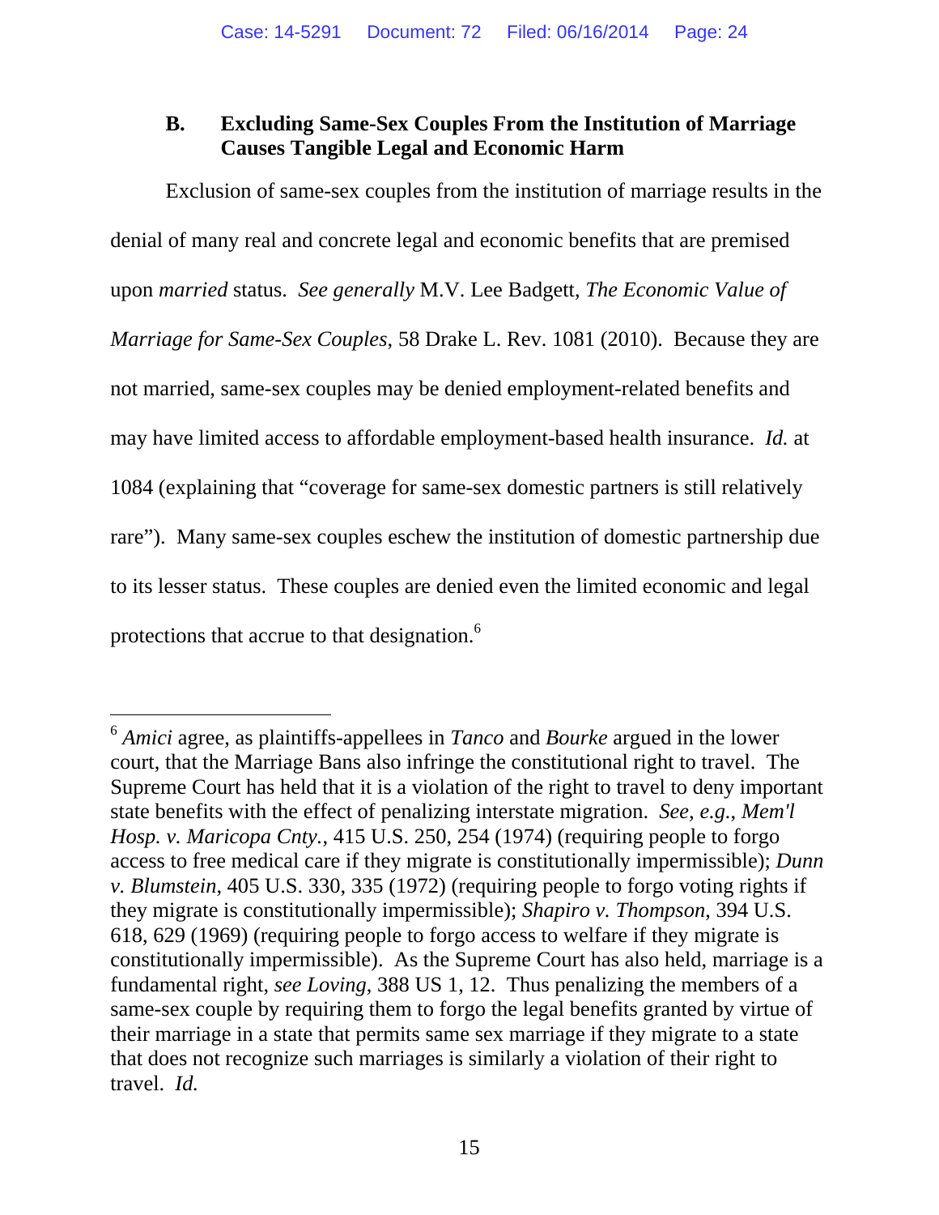### B. Excluding Same-Sex Couples From the Institution of Marriage Causes Tangible Legal and Economic Harm

Exclusion of same-sex couples from the institution of marriage results in the denial of many real and concrete legal and economic benefits that are premised upon *married* status. *See generally* M.V. Lee Badgett, *The Economic Value of Marriage for Same-Sex Couples*, 58 Drake L. Rev. 1081 (2010). Because they are not married, same-sex couples may be denied employment-related benefits and may have limited access to affordable employment-based health insurance. *Id.* at 1084 (explaining that "coverage for same-sex domestic partners is still relatively rare"). Many same-sex couples eschew the institution of domestic partnership due to its lesser status. These couples are denied even the limited economic and legal protections that accrue to that designation.[6]

---

[6] *Amici* agree, as plaintiffs-appellees in *Tanco* and *Bourke* argued in the lower court, that the Marriage Bans also infringe the constitutional right to travel. The Supreme Court has held that it is a violation of the right to travel to deny important state benefits with the effect of penalizing interstate migration. *See, e.g.*, *Mem'l Hosp. v. Maricopa Cnty.*, 415 U.S. 250, 254 (1974) (requiring people to forgo access to free medical care if they migrate is constitutionally impermissible); *Dunn v. Blumstein*, 405 U.S. 330, 335 (1972) (requiring people to forgo voting rights if they migrate is constitutionally impermissible); *Shapiro v. Thompson*, 394 U.S. 618, 629 (1969) (requiring people to forgo access to welfare if they migrate is constitutionally impermissible). As the Supreme Court has also held, marriage is a fundamental right, *see Loving*, 388 US 1, 12. Thus penalizing the members of a same-sex couple by requiring them to forgo the legal benefits granted by virtue of their marriage in a state that permits same sex marriage if they migrate to a state that does not recognize such marriages is similarly a violation of their right to travel. *Id.*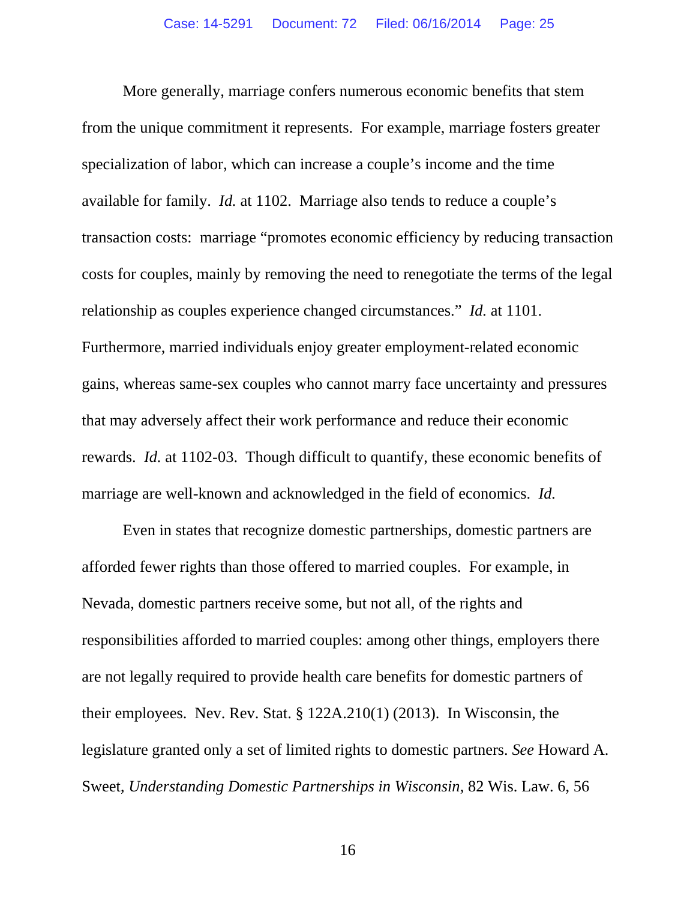More generally, marriage confers numerous economic benefits that stem from the unique commitment it represents. For example, marriage fosters greater specialization of labor, which can increase a couple's income and the time available for family. *Id.* at 1102. Marriage also tends to reduce a couple's transaction costs: marriage "promotes economic efficiency by reducing transaction costs for couples, mainly by removing the need to renegotiate the terms of the legal relationship as couples experience changed circumstances." *Id.* at 1101. Furthermore, married individuals enjoy greater employment-related economic gains, whereas same-sex couples who cannot marry face uncertainty and pressures that may adversely affect their work performance and reduce their economic rewards. *Id.* at 1102-03. Though difficult to quantify, these economic benefits of marriage are well-known and acknowledged in the field of economics. *Id.*

Even in states that recognize domestic partnerships, domestic partners are afforded fewer rights than those offered to married couples. For example, in Nevada, domestic partners receive some, but not all, of the rights and responsibilities afforded to married couples: among other things, employers there are not legally required to provide health care benefits for domestic partners of their employees. Nev. Rev. Stat. § 122A.210(1) (2013). In Wisconsin, the legislature granted only a set of limited rights to domestic partners. *See* Howard A. Sweet, *Understanding Domestic Partnerships in Wisconsin*, 82 Wis. Law. 6, 56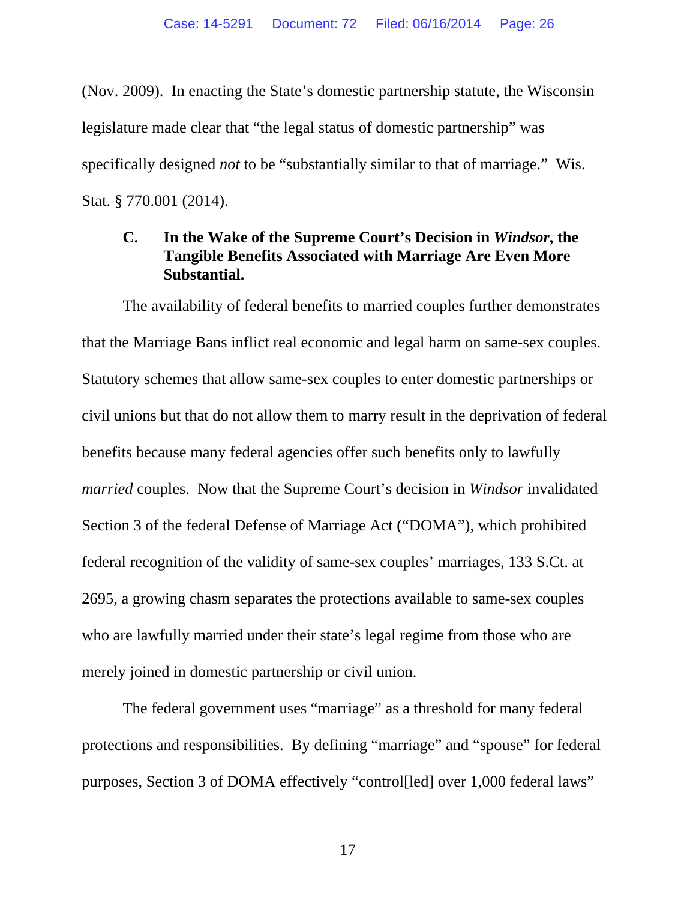(Nov. 2009). In enacting the State's domestic partnership statute, the Wisconsin legislature made clear that "the legal status of domestic partnership" was specifically designed *not* to be "substantially similar to that of marriage." Wis. Stat. § 770.001 (2014).

### C. In the Wake of the Supreme Court's Decision in *Windsor*, the Tangible Benefits Associated with Marriage Are Even More Substantial.

The availability of federal benefits to married couples further demonstrates that the Marriage Bans inflict real economic and legal harm on same-sex couples. Statutory schemes that allow same-sex couples to enter domestic partnerships or civil unions but that do not allow them to marry result in the deprivation of federal benefits because many federal agencies offer such benefits only to lawfully *married* couples. Now that the Supreme Court's decision in *Windsor* invalidated Section 3 of the federal Defense of Marriage Act ("DOMA"), which prohibited federal recognition of the validity of same-sex couples' marriages, 133 S.Ct. at 2695, a growing chasm separates the protections available to same-sex couples who are lawfully married under their state's legal regime from those who are merely joined in domestic partnership or civil union.

The federal government uses "marriage" as a threshold for many federal protections and responsibilities. By defining "marriage" and "spouse" for federal purposes, Section 3 of DOMA effectively "control[led] over 1,000 federal laws"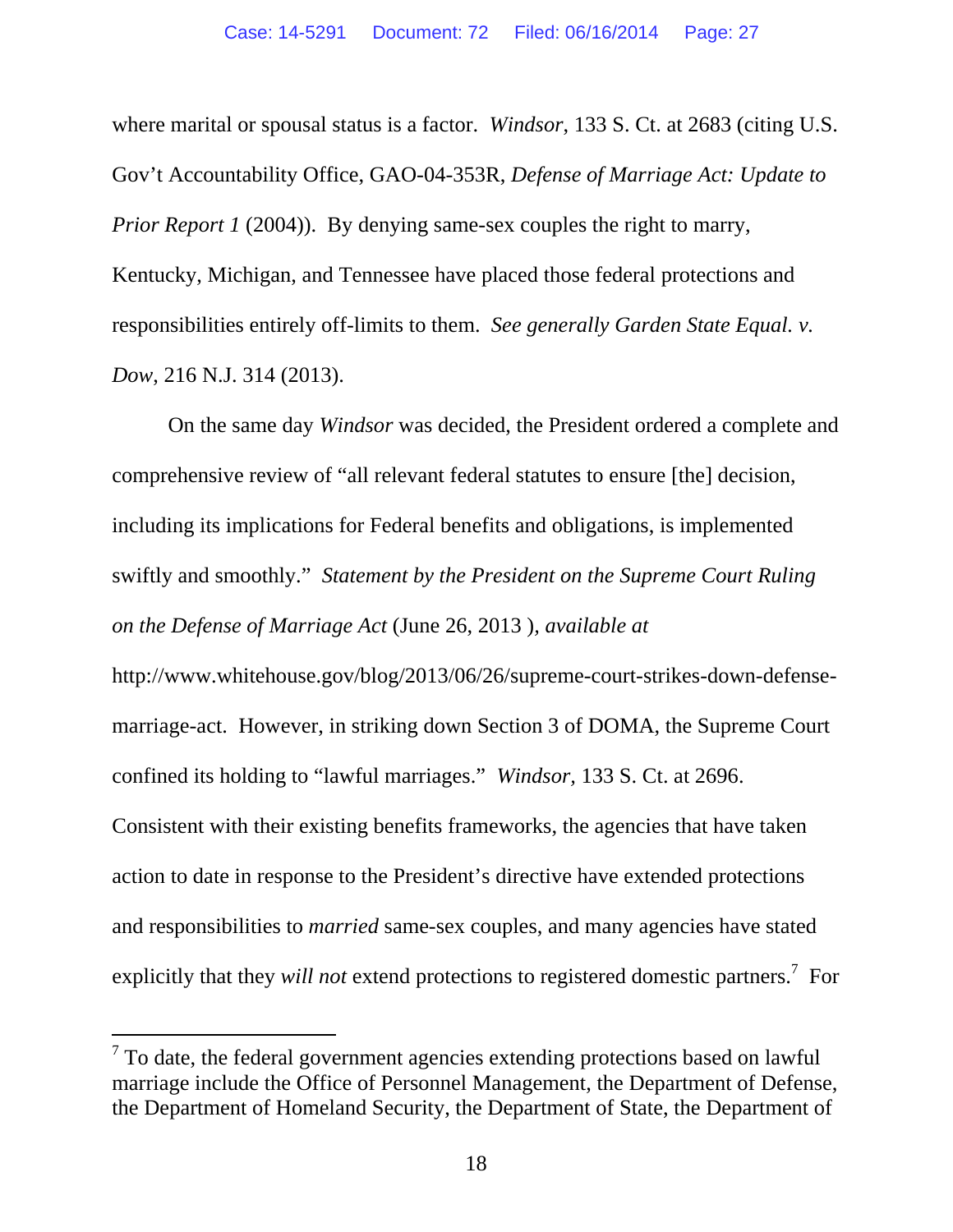where marital or spousal status is a factor. *Windsor*, 133 S. Ct. at 2683 (citing U.S. Gov't Accountability Office, GAO-04-353R, *Defense of Marriage Act: Update to Prior Report 1* (2004)). By denying same-sex couples the right to marry, Kentucky, Michigan, and Tennessee have placed those federal protections and responsibilities entirely off-limits to them. *See generally Garden State Equal. v. Dow*, 216 N.J. 314 (2013).

On the same day *Windsor* was decided, the President ordered a complete and comprehensive review of "all relevant federal statutes to ensure [the] decision, including its implications for Federal benefits and obligations, is implemented swiftly and smoothly." *Statement by the President on the Supreme Court Ruling on the Defense of Marriage Act* (June 26, 2013 ), *available at* http://www.whitehouse.gov/blog/2013/06/26/supreme-court-strikes-down-defense-marriage-act. However, in striking down Section 3 of DOMA, the Supreme Court confined its holding to "lawful marriages." *Windsor*, 133 S. Ct. at 2696. Consistent with their existing benefits frameworks, the agencies that have taken action to date in response to the President's directive have extended protections and responsibilities to *married* same-sex couples, and many agencies have stated explicitly that they *will not* extend protections to registered domestic partners.[7] For

[7] To date, the federal government agencies extending protections based on lawful marriage include the Office of Personnel Management, the Department of Defense, the Department of Homeland Security, the Department of State, the Department of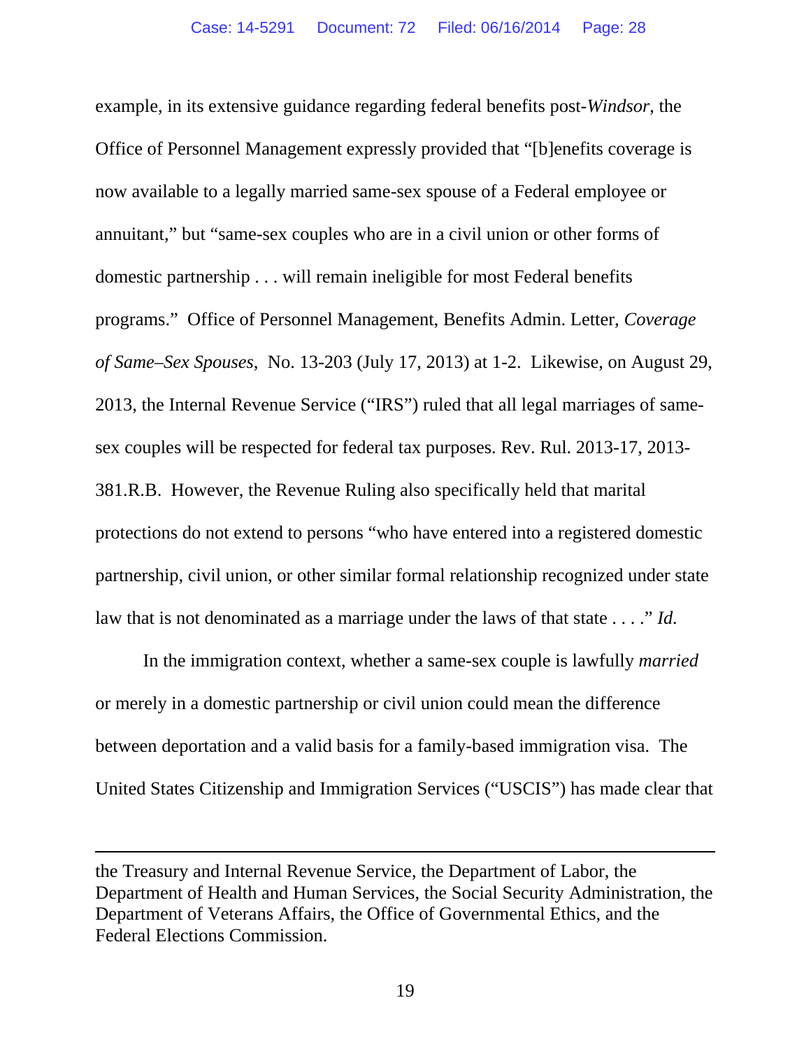example, in its extensive guidance regarding federal benefits post-*Windsor*, the Office of Personnel Management expressly provided that "[b]enefits coverage is now available to a legally married same-sex spouse of a Federal employee or annuitant," but "same-sex couples who are in a civil union or other forms of domestic partnership . . . will remain ineligible for most Federal benefits programs." Office of Personnel Management, Benefits Admin. Letter, *Coverage of Same–Sex Spouses,* No. 13-203 (July 17, 2013) at 1-2. Likewise, on August 29, 2013, the Internal Revenue Service ("IRS") ruled that all legal marriages of same-sex couples will be respected for federal tax purposes. Rev. Rul. 2013-17, 2013-381.R.B. However, the Revenue Ruling also specifically held that marital protections do not extend to persons "who have entered into a registered domestic partnership, civil union, or other similar formal relationship recognized under state law that is not denominated as a marriage under the laws of that state . . . ." *Id.*

In the immigration context, whether a same-sex couple is lawfully *married* or merely in a domestic partnership or civil union could mean the difference between deportation and a valid basis for a family-based immigration visa. The United States Citizenship and Immigration Services ("USCIS") has made clear that

---

the Treasury and Internal Revenue Service, the Department of Labor, the Department of Health and Human Services, the Social Security Administration, the Department of Veterans Affairs, the Office of Governmental Ethics, and the Federal Elections Commission.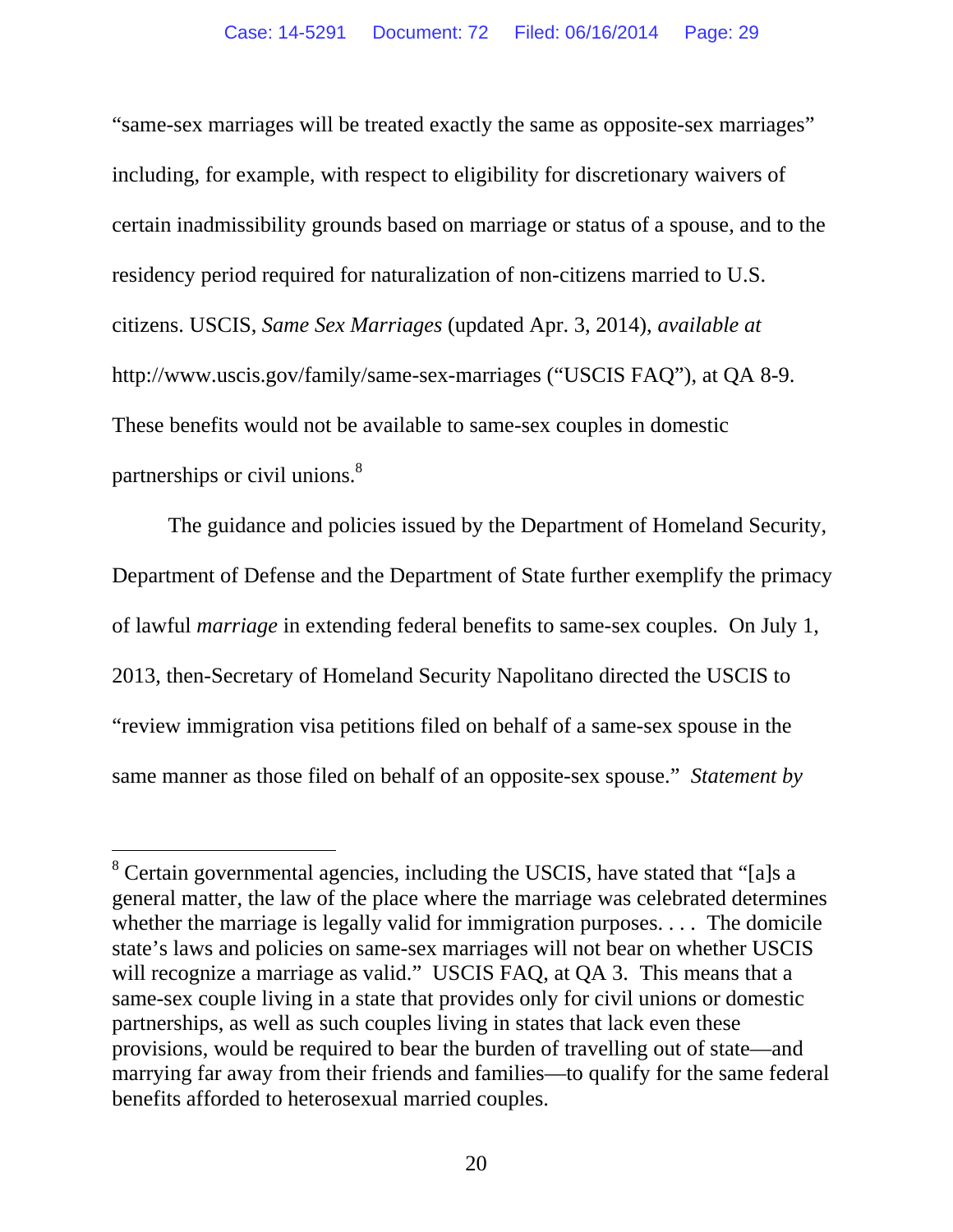"same-sex marriages will be treated exactly the same as opposite-sex marriages" including, for example, with respect to eligibility for discretionary waivers of certain inadmissibility grounds based on marriage or status of a spouse, and to the residency period required for naturalization of non-citizens married to U.S. citizens. USCIS, *Same Sex Marriages* (updated Apr. 3, 2014), *available at* http://www.uscis.gov/family/same-sex-marriages ("USCIS FAQ"), at QA 8-9. These benefits would not be available to same-sex couples in domestic partnerships or civil unions.[8]

The guidance and policies issued by the Department of Homeland Security, Department of Defense and the Department of State further exemplify the primacy of lawful *marriage* in extending federal benefits to same-sex couples. On July 1, 2013, then-Secretary of Homeland Security Napolitano directed the USCIS to "review immigration visa petitions filed on behalf of a same-sex spouse in the same manner as those filed on behalf of an opposite-sex spouse." *Statement by*

---

[8] Certain governmental agencies, including the USCIS, have stated that "[a]s a general matter, the law of the place where the marriage was celebrated determines whether the marriage is legally valid for immigration purposes. . . . The domicile state's laws and policies on same-sex marriages will not bear on whether USCIS will recognize a marriage as valid." USCIS FAQ, at QA 3. This means that a same-sex couple living in a state that provides only for civil unions or domestic partnerships, as well as such couples living in states that lack even these provisions, would be required to bear the burden of travelling out of state—and marrying far away from their friends and families—to qualify for the same federal benefits afforded to heterosexual married couples.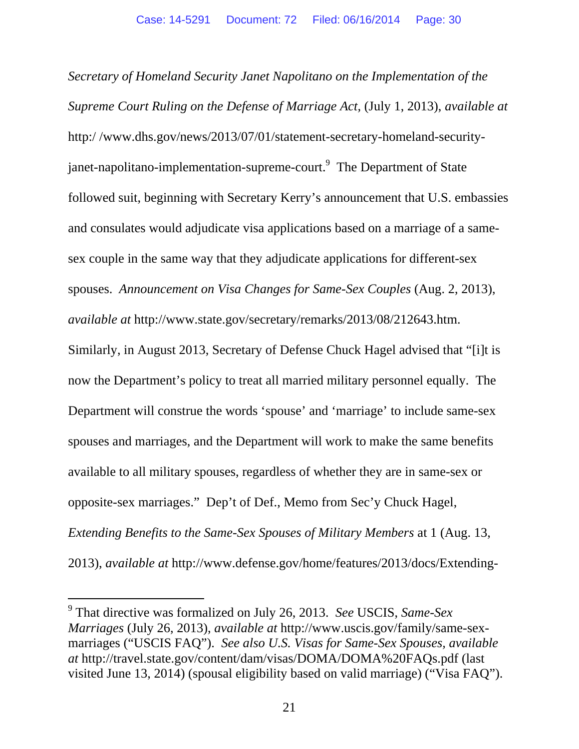*Secretary of Homeland Security Janet Napolitano on the Implementation of the Supreme Court Ruling on the Defense of Marriage Act*, (July 1, 2013), *available at* http:/ /www.dhs.gov/news/2013/07/01/statement-secretary-homeland-security-janet-napolitano-implementation-supreme-court.[9] The Department of State followed suit, beginning with Secretary Kerry's announcement that U.S. embassies and consulates would adjudicate visa applications based on a marriage of a same-sex couple in the same way that they adjudicate applications for different-sex spouses. *Announcement on Visa Changes for Same-Sex Couples* (Aug. 2, 2013), *available at* http://www.state.gov/secretary/remarks/2013/08/212643.htm. Similarly, in August 2013, Secretary of Defense Chuck Hagel advised that "[i]t is now the Department's policy to treat all married military personnel equally. The Department will construe the words 'spouse' and 'marriage' to include same-sex spouses and marriages, and the Department will work to make the same benefits available to all military spouses, regardless of whether they are in same-sex or opposite-sex marriages." Dep't of Def., Memo from Sec'y Chuck Hagel, *Extending Benefits to the Same-Sex Spouses of Military Members* at 1 (Aug. 13, 2013), *available at* http://www.defense.gov/home/features/2013/docs/Extending-

---

[9] That directive was formalized on July 26, 2013. *See* USCIS, *Same-Sex Marriages* (July 26, 2013), *available at* http://www.uscis.gov/family/same-sex-marriages ("USCIS FAQ"). *See also U.S. Visas for Same-Sex Spouses*, *available at* http://travel.state.gov/content/dam/visas/DOMA/DOMA%20FAQs.pdf (last visited June 13, 2014) (spousal eligibility based on valid marriage) ("Visa FAQ").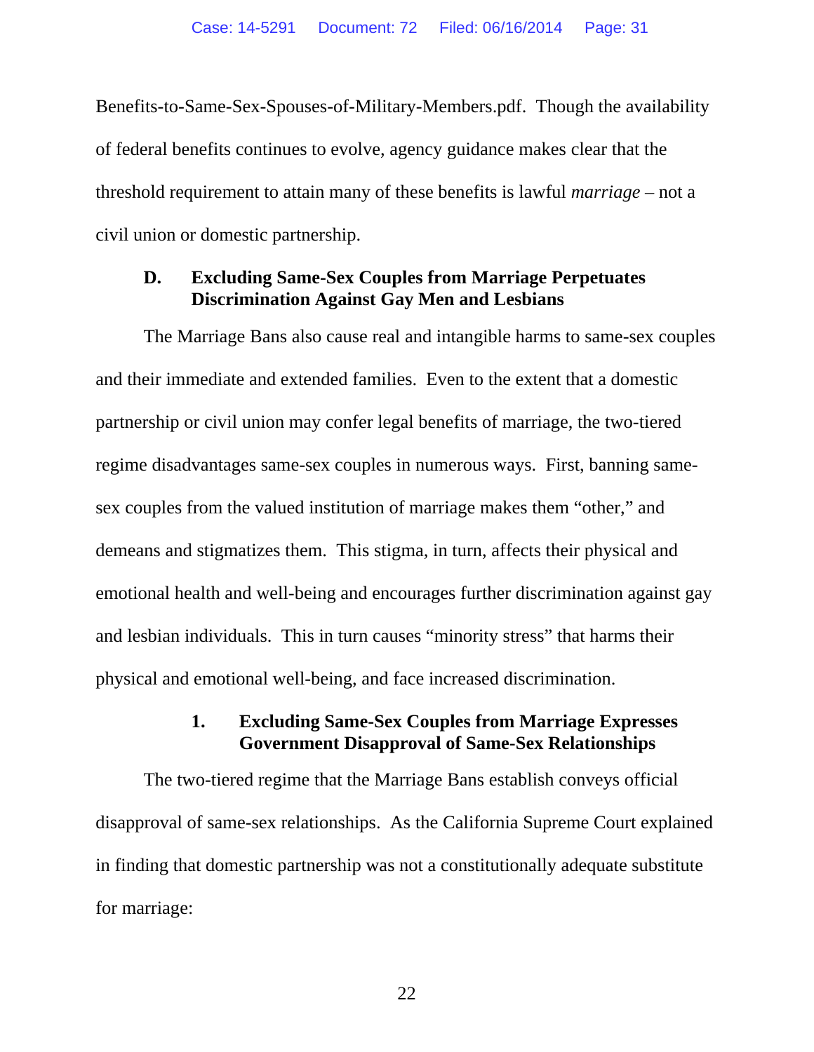Benefits-to-Same-Sex-Spouses-of-Military-Members.pdf. Though the availability of federal benefits continues to evolve, agency guidance makes clear that the threshold requirement to attain many of these benefits is lawful *marriage* – not a civil union or domestic partnership.

### D. Excluding Same-Sex Couples from Marriage Perpetuates Discrimination Against Gay Men and Lesbians

The Marriage Bans also cause real and intangible harms to same-sex couples and their immediate and extended families. Even to the extent that a domestic partnership or civil union may confer legal benefits of marriage, the two-tiered regime disadvantages same-sex couples in numerous ways. First, banning same-sex couples from the valued institution of marriage makes them "other," and demeans and stigmatizes them. This stigma, in turn, affects their physical and emotional health and well-being and encourages further discrimination against gay and lesbian individuals. This in turn causes "minority stress" that harms their physical and emotional well-being, and face increased discrimination.

#### 1. Excluding Same-Sex Couples from Marriage Expresses Government Disapproval of Same-Sex Relationships

The two-tiered regime that the Marriage Bans establish conveys official disapproval of same-sex relationships. As the California Supreme Court explained in finding that domestic partnership was not a constitutionally adequate substitute for marriage: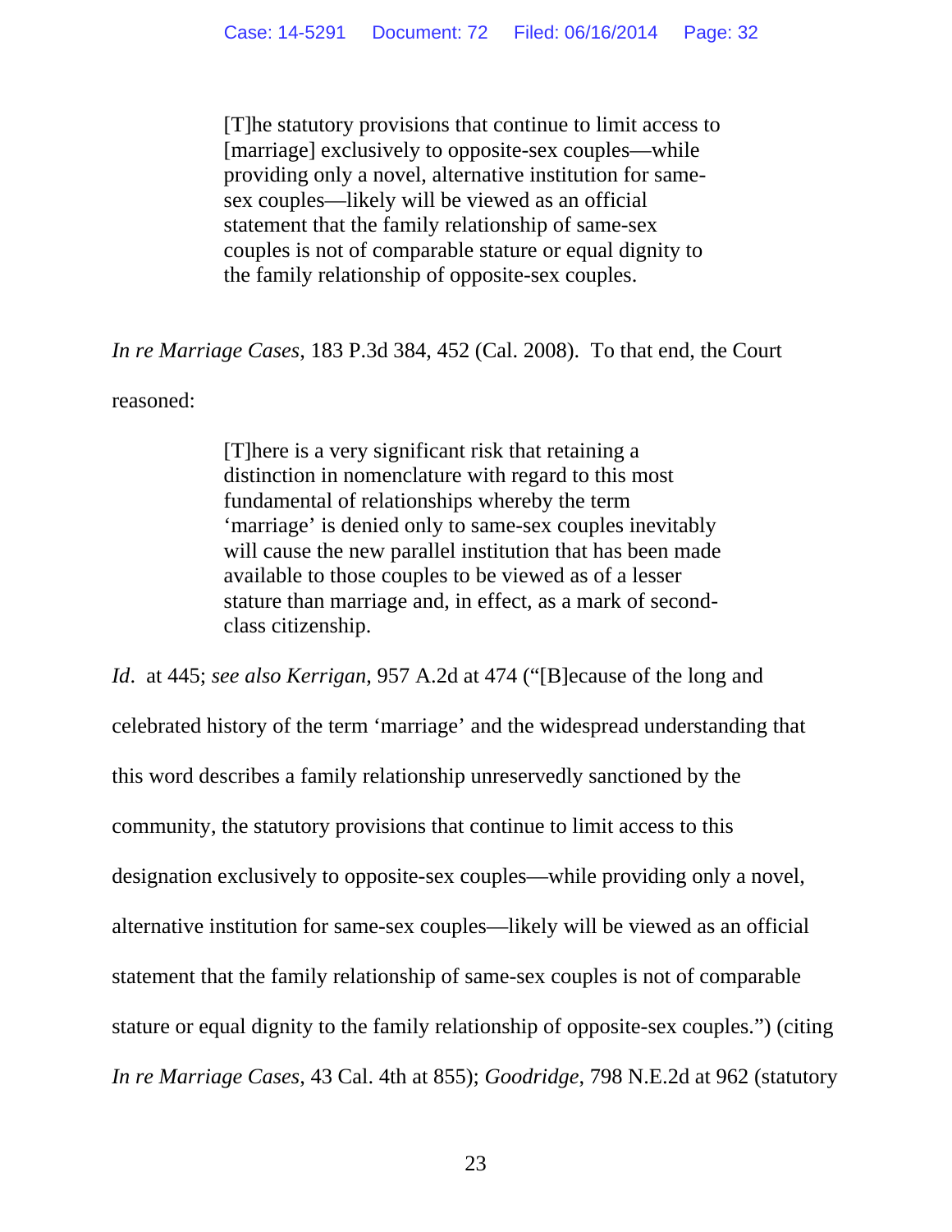> [T]he statutory provisions that continue to limit access to [marriage] exclusively to opposite-sex couples—while providing only a novel, alternative institution for same-sex couples—likely will be viewed as an official statement that the family relationship of same-sex couples is not of comparable stature or equal dignity to the family relationship of opposite-sex couples.

*In re Marriage Cases*, 183 P.3d 384, 452 (Cal. 2008). To that end, the Court reasoned:

> [T]here is a very significant risk that retaining a distinction in nomenclature with regard to this most fundamental of relationships whereby the term 'marriage' is denied only to same-sex couples inevitably will cause the new parallel institution that has been made available to those couples to be viewed as of a lesser stature than marriage and, in effect, as a mark of second-class citizenship.

*Id*. at 445; *see also Kerrigan*, 957 A.2d at 474 ("[B]ecause of the long and celebrated history of the term 'marriage' and the widespread understanding that this word describes a family relationship unreservedly sanctioned by the community, the statutory provisions that continue to limit access to this designation exclusively to opposite-sex couples—while providing only a novel, alternative institution for same-sex couples—likely will be viewed as an official statement that the family relationship of same-sex couples is not of comparable stature or equal dignity to the family relationship of opposite-sex couples.") (citing *In re Marriage Cases*, 43 Cal. 4th at 855); *Goodridge*, 798 N.E.2d at 962 (statutory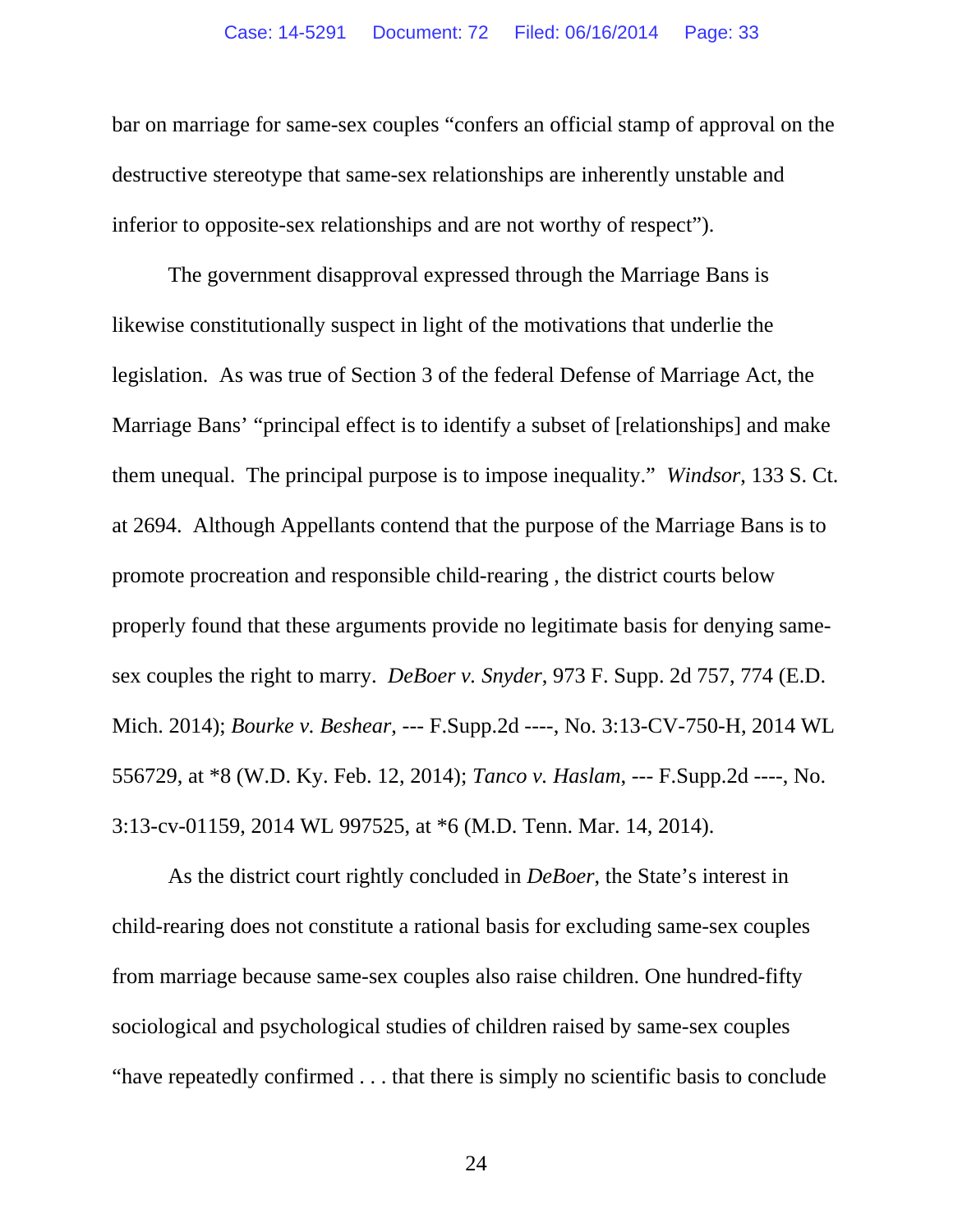bar on marriage for same-sex couples "confers an official stamp of approval on the destructive stereotype that same-sex relationships are inherently unstable and inferior to opposite-sex relationships and are not worthy of respect").

The government disapproval expressed through the Marriage Bans is likewise constitutionally suspect in light of the motivations that underlie the legislation. As was true of Section 3 of the federal Defense of Marriage Act, the Marriage Bans' "principal effect is to identify a subset of [relationships] and make them unequal. The principal purpose is to impose inequality." *Windsor*, 133 S. Ct. at 2694. Although Appellants contend that the purpose of the Marriage Bans is to promote procreation and responsible child-rearing , the district courts below properly found that these arguments provide no legitimate basis for denying same-sex couples the right to marry. *DeBoer v. Snyder*, 973 F. Supp. 2d 757, 774 (E.D. Mich. 2014); *Bourke v. Beshear*, --- F.Supp.2d ----, No. 3:13-CV-750-H, 2014 WL 556729, at *8 (W.D. Ky. Feb. 12, 2014); *Tanco v. Haslam*, --- F.Supp.2d ----, No. 3:13-cv-01159, 2014 WL 997525, at *6 (M.D. Tenn. Mar. 14, 2014).

As the district court rightly concluded in *DeBoer*, the State's interest in child-rearing does not constitute a rational basis for excluding same-sex couples from marriage because same-sex couples also raise children. One hundred-fifty sociological and psychological studies of children raised by same-sex couples "have repeatedly confirmed . . . that there is simply no scientific basis to conclude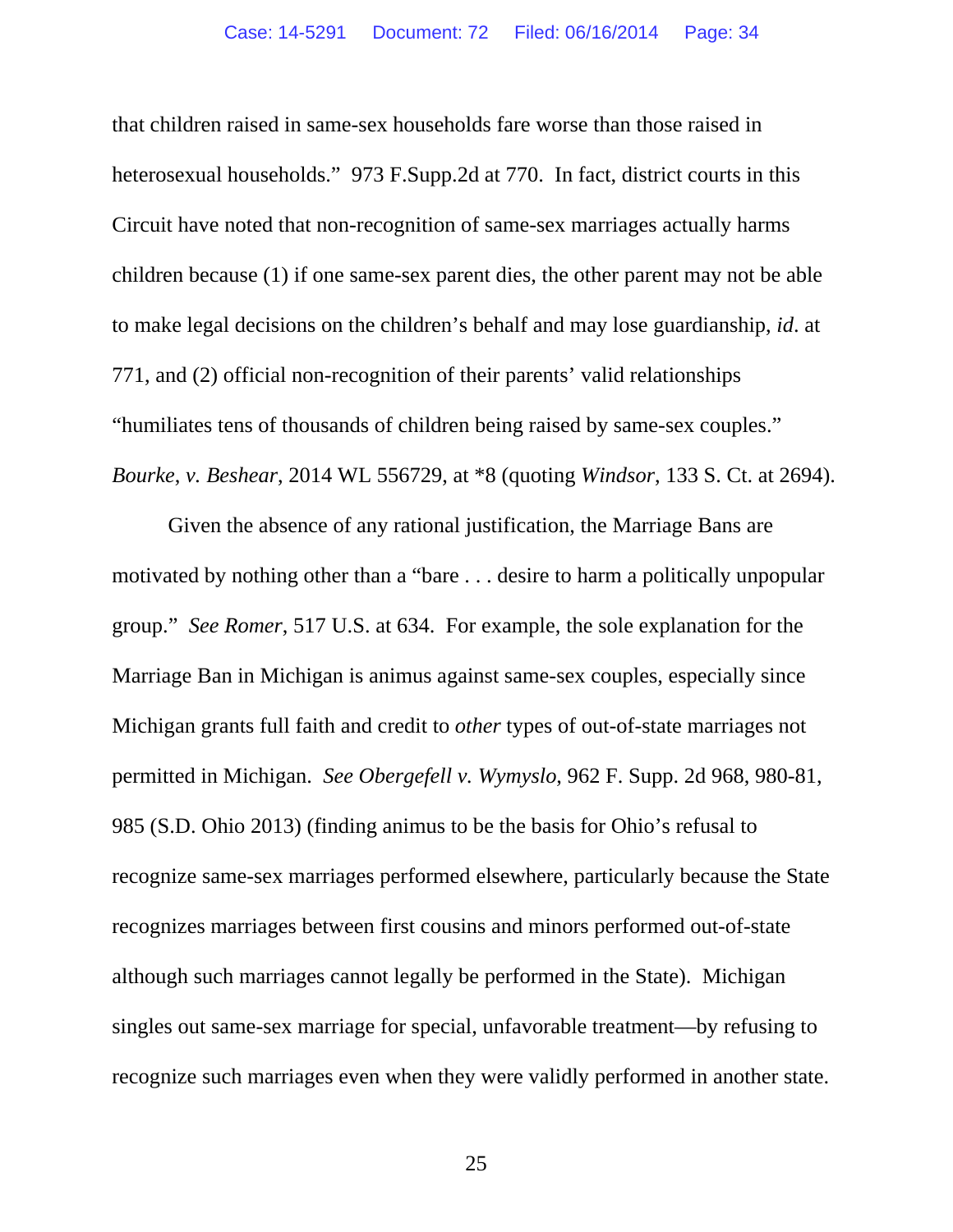that children raised in same-sex households fare worse than those raised in heterosexual households." 973 F.Supp.2d at 770. In fact, district courts in this Circuit have noted that non-recognition of same-sex marriages actually harms children because (1) if one same-sex parent dies, the other parent may not be able to make legal decisions on the children's behalf and may lose guardianship, *id*. at 771, and (2) official non-recognition of their parents' valid relationships "humiliates tens of thousands of children being raised by same-sex couples." *Bourke*, *v. Beshear*, 2014 WL 556729, at *8 (quoting *Windsor*, 133 S. Ct. at 2694).

Given the absence of any rational justification, the Marriage Bans are motivated by nothing other than a "bare . . . desire to harm a politically unpopular group." *See Romer*, 517 U.S. at 634. For example, the sole explanation for the Marriage Ban in Michigan is animus against same-sex couples, especially since Michigan grants full faith and credit to *other* types of out-of-state marriages not permitted in Michigan. *See Obergefell v. Wymyslo*, 962 F. Supp. 2d 968, 980-81, 985 (S.D. Ohio 2013) (finding animus to be the basis for Ohio's refusal to recognize same-sex marriages performed elsewhere, particularly because the State recognizes marriages between first cousins and minors performed out-of-state although such marriages cannot legally be performed in the State). Michigan singles out same-sex marriage for special, unfavorable treatment—by refusing to recognize such marriages even when they were validly performed in another state.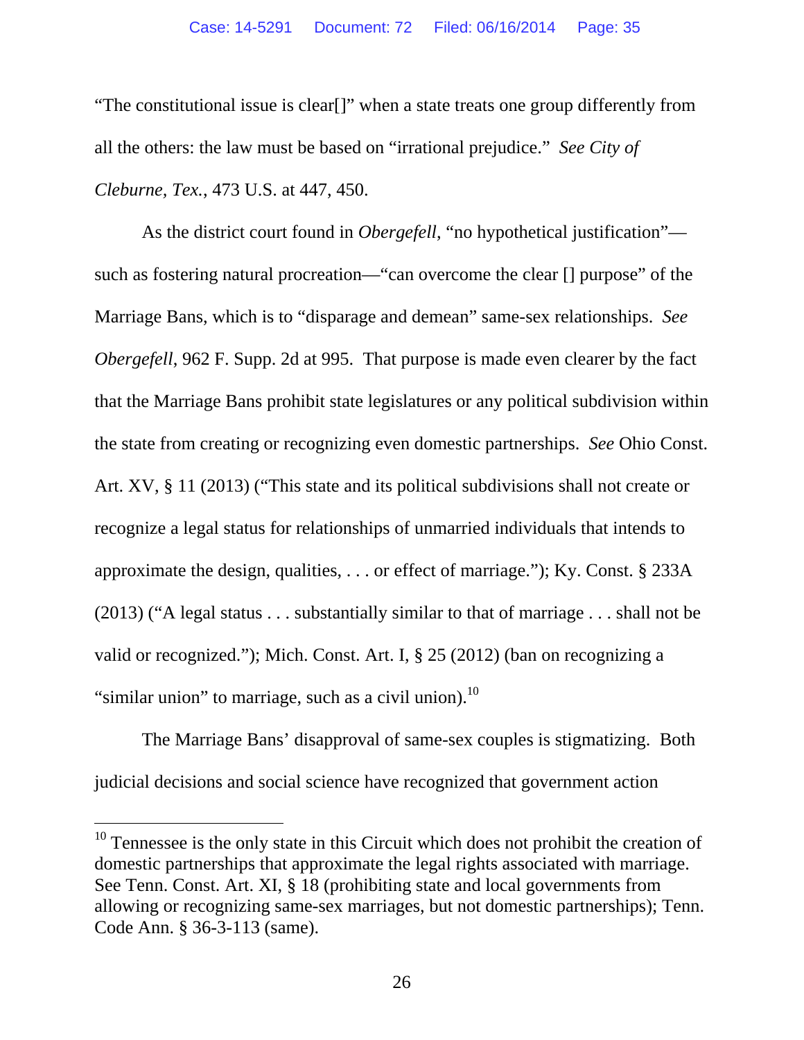"The constitutional issue is clear[]" when a state treats one group differently from all the others: the law must be based on "irrational prejudice." *See City of Cleburne, Tex.*, 473 U.S. at 447, 450.

As the district court found in *Obergefell*, "no hypothetical justification"—such as fostering natural procreation—"can overcome the clear [] purpose" of the Marriage Bans, which is to "disparage and demean" same-sex relationships. *See Obergefell*, 962 F. Supp. 2d at 995. That purpose is made even clearer by the fact that the Marriage Bans prohibit state legislatures or any political subdivision within the state from creating or recognizing even domestic partnerships. *See* Ohio Const. Art. XV, § 11 (2013) ("This state and its political subdivisions shall not create or recognize a legal status for relationships of unmarried individuals that intends to approximate the design, qualities, . . . or effect of marriage."); Ky. Const. § 233A (2013) ("A legal status . . . substantially similar to that of marriage . . . shall not be valid or recognized."); Mich. Const. Art. I, § 25 (2012) (ban on recognizing a "similar union" to marriage, such as a civil union).[10]

The Marriage Bans' disapproval of same-sex couples is stigmatizing. Both judicial decisions and social science have recognized that government action

---

[10] Tennessee is the only state in this Circuit which does not prohibit the creation of domestic partnerships that approximate the legal rights associated with marriage. See Tenn. Const. Art. XI, § 18 (prohibiting state and local governments from allowing or recognizing same-sex marriages, but not domestic partnerships); Tenn. Code Ann. § 36-3-113 (same).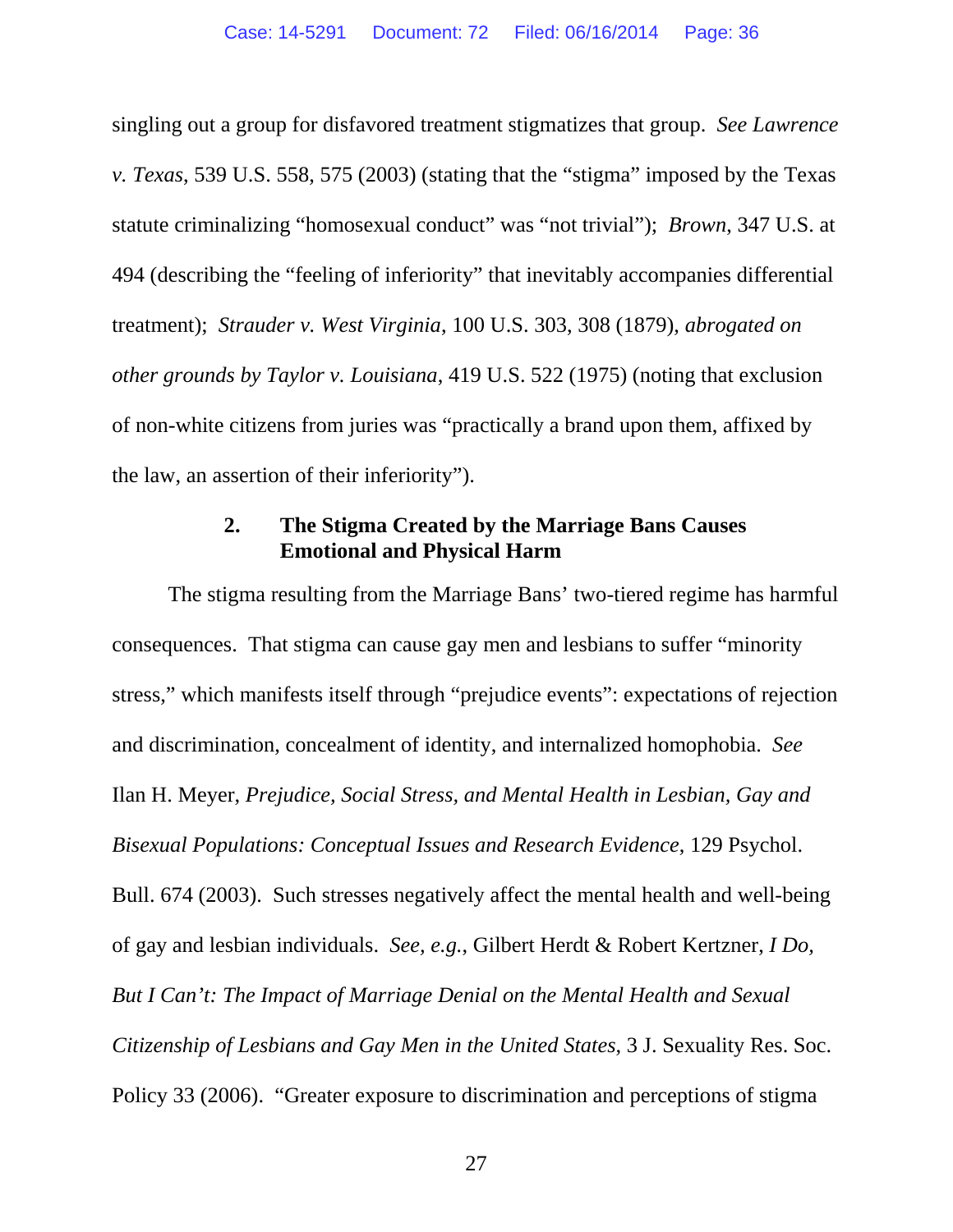singling out a group for disfavored treatment stigmatizes that group. *See Lawrence v. Texas*, 539 U.S. 558, 575 (2003) (stating that the "stigma" imposed by the Texas statute criminalizing "homosexual conduct" was "not trivial"); *Brown*, 347 U.S. at 494 (describing the "feeling of inferiority" that inevitably accompanies differential treatment); *Strauder v. West Virginia*, 100 U.S. 303, 308 (1879), *abrogated on other grounds by Taylor v. Louisiana*, 419 U.S. 522 (1975) (noting that exclusion of non-white citizens from juries was "practically a brand upon them, affixed by the law, an assertion of their inferiority").

### 2. The Stigma Created by the Marriage Bans Causes Emotional and Physical Harm

The stigma resulting from the Marriage Bans' two-tiered regime has harmful consequences. That stigma can cause gay men and lesbians to suffer "minority stress," which manifests itself through "prejudice events": expectations of rejection and discrimination, concealment of identity, and internalized homophobia. *See* Ilan H. Meyer, *Prejudice, Social Stress, and Mental Health in Lesbian, Gay and Bisexual Populations: Conceptual Issues and Research Evidence*, 129 Psychol. Bull. 674 (2003). Such stresses negatively affect the mental health and well-being of gay and lesbian individuals. *See, e.g.*, Gilbert Herdt & Robert Kertzner, *I Do, But I Can't: The Impact of Marriage Denial on the Mental Health and Sexual Citizenship of Lesbians and Gay Men in the United States*, 3 J. Sexuality Res. Soc. Policy 33 (2006). "Greater exposure to discrimination and perceptions of stigma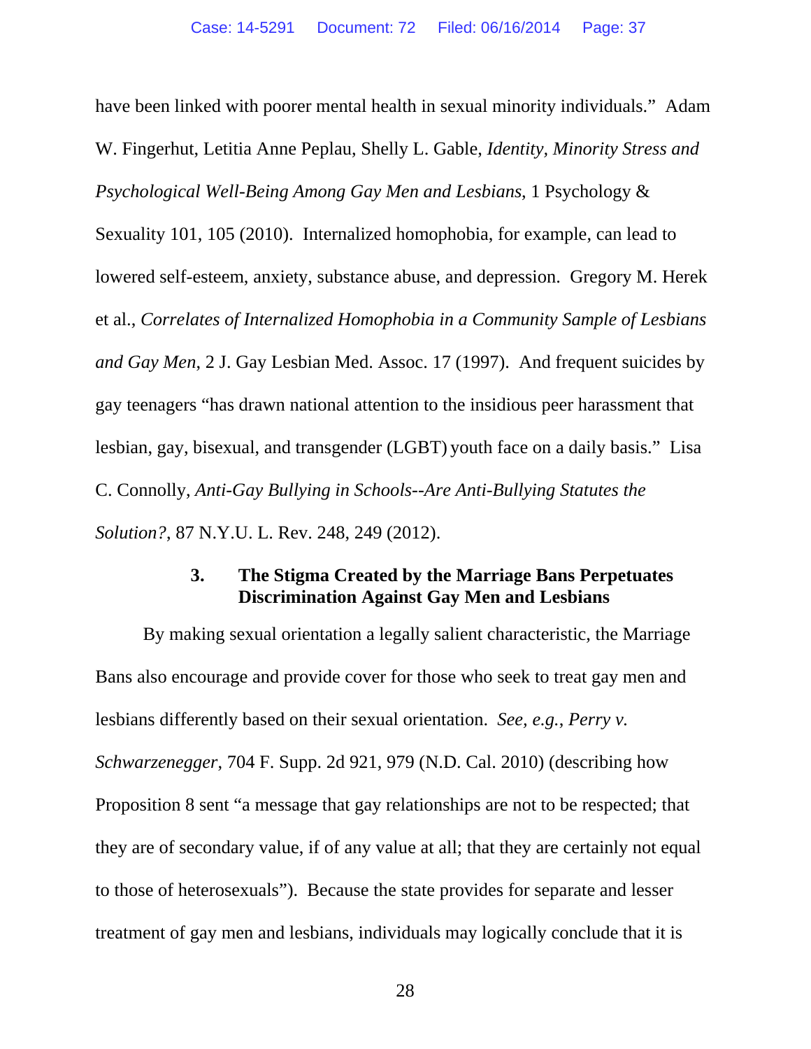have been linked with poorer mental health in sexual minority individuals." Adam W. Fingerhut, Letitia Anne Peplau, Shelly L. Gable, *Identity, Minority Stress and Psychological Well-Being Among Gay Men and Lesbians*, 1 Psychology & Sexuality 101, 105 (2010). Internalized homophobia, for example, can lead to lowered self-esteem, anxiety, substance abuse, and depression. Gregory M. Herek et al., *Correlates of Internalized Homophobia in a Community Sample of Lesbians and Gay Men*, 2 J. Gay Lesbian Med. Assoc. 17 (1997). And frequent suicides by gay teenagers "has drawn national attention to the insidious peer harassment that lesbian, gay, bisexual, and transgender (LGBT) youth face on a daily basis." Lisa C. Connolly, *Anti-Gay Bullying in Schools--Are Anti-Bullying Statutes the Solution?*, 87 N.Y.U. L. Rev. 248, 249 (2012).

### 3. The Stigma Created by the Marriage Bans Perpetuates Discrimination Against Gay Men and Lesbians

By making sexual orientation a legally salient characteristic, the Marriage Bans also encourage and provide cover for those who seek to treat gay men and lesbians differently based on their sexual orientation. *See, e.g.*, *Perry v. Schwarzenegger*, 704 F. Supp. 2d 921, 979 (N.D. Cal. 2010) (describing how Proposition 8 sent "a message that gay relationships are not to be respected; that they are of secondary value, if of any value at all; that they are certainly not equal to those of heterosexuals"). Because the state provides for separate and lesser treatment of gay men and lesbians, individuals may logically conclude that it is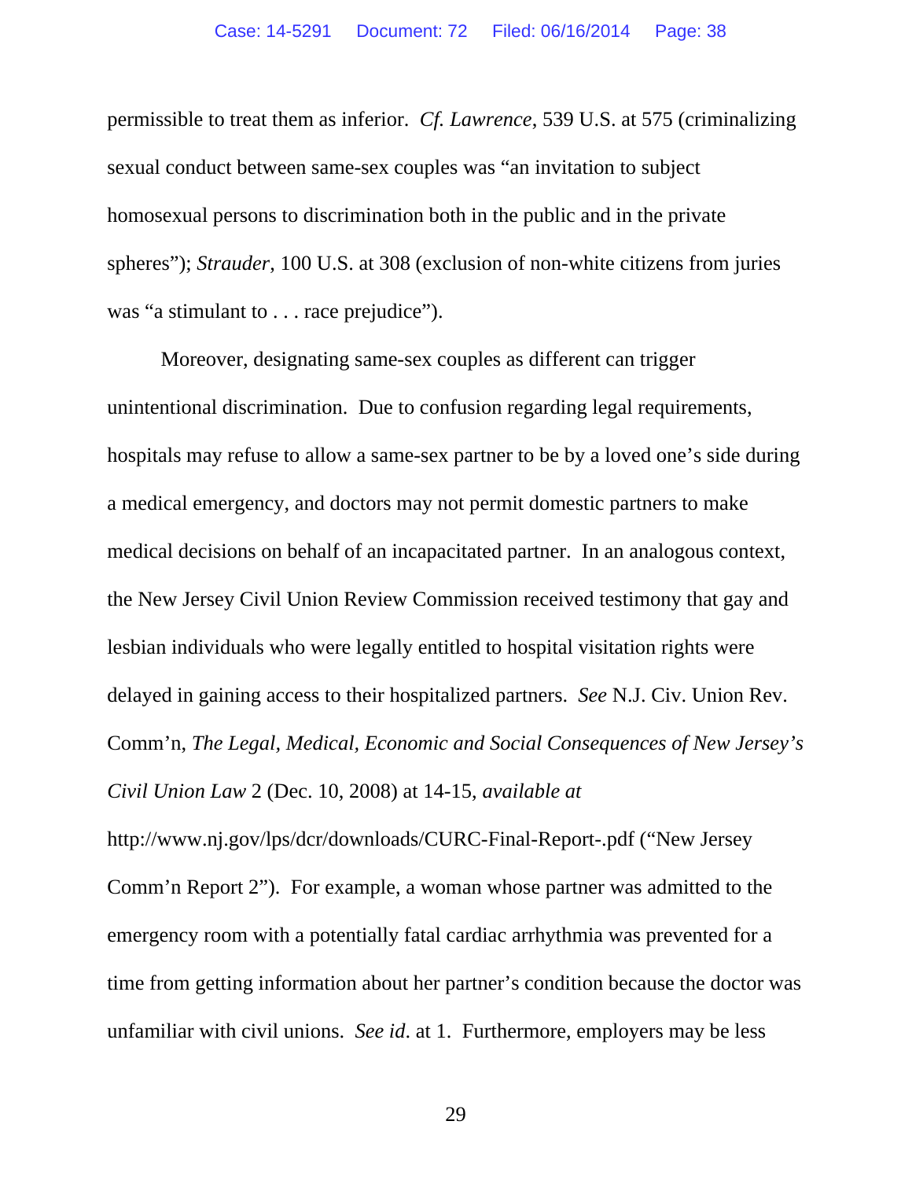permissible to treat them as inferior. *Cf. Lawrence*, 539 U.S. at 575 (criminalizing sexual conduct between same-sex couples was "an invitation to subject homosexual persons to discrimination both in the public and in the private spheres"); *Strauder*, 100 U.S. at 308 (exclusion of non-white citizens from juries was "a stimulant to . . . race prejudice").

Moreover, designating same-sex couples as different can trigger unintentional discrimination. Due to confusion regarding legal requirements, hospitals may refuse to allow a same-sex partner to be by a loved one's side during a medical emergency, and doctors may not permit domestic partners to make medical decisions on behalf of an incapacitated partner. In an analogous context, the New Jersey Civil Union Review Commission received testimony that gay and lesbian individuals who were legally entitled to hospital visitation rights were delayed in gaining access to their hospitalized partners. *See* N.J. Civ. Union Rev. Comm'n, *The Legal, Medical, Economic and Social Consequences of New Jersey's Civil Union Law* 2 (Dec. 10, 2008) at 14-15, *available at* http://www.nj.gov/lps/dcr/downloads/CURC-Final-Report-.pdf ("New Jersey Comm'n Report 2"). For example, a woman whose partner was admitted to the emergency room with a potentially fatal cardiac arrhythmia was prevented for a time from getting information about her partner's condition because the doctor was unfamiliar with civil unions. *See id*. at 1. Furthermore, employers may be less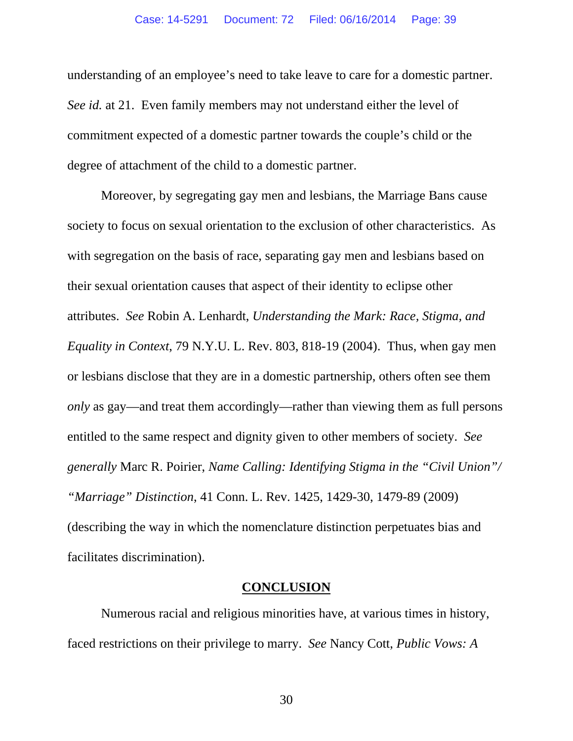understanding of an employee's need to take leave to care for a domestic partner. *See id.* at 21. Even family members may not understand either the level of commitment expected of a domestic partner towards the couple's child or the degree of attachment of the child to a domestic partner.

Moreover, by segregating gay men and lesbians, the Marriage Bans cause society to focus on sexual orientation to the exclusion of other characteristics. As with segregation on the basis of race, separating gay men and lesbians based on their sexual orientation causes that aspect of their identity to eclipse other attributes. *See* Robin A. Lenhardt, *Understanding the Mark: Race, Stigma, and Equality in Context,* 79 N.Y.U. L. Rev. 803, 818-19 (2004). Thus, when gay men or lesbians disclose that they are in a domestic partnership, others often see them *only* as gay—and treat them accordingly—rather than viewing them as full persons entitled to the same respect and dignity given to other members of society. *See generally* Marc R. Poirier, *Name Calling: Identifying Stigma in the "Civil Union"/ "Marriage" Distinction*, 41 Conn. L. Rev. 1425, 1429-30, 1479-89 (2009) (describing the way in which the nomenclature distinction perpetuates bias and facilitates discrimination).

## CONCLUSION

Numerous racial and religious minorities have, at various times in history, faced restrictions on their privilege to marry. *See* Nancy Cott, *Public Vows: A*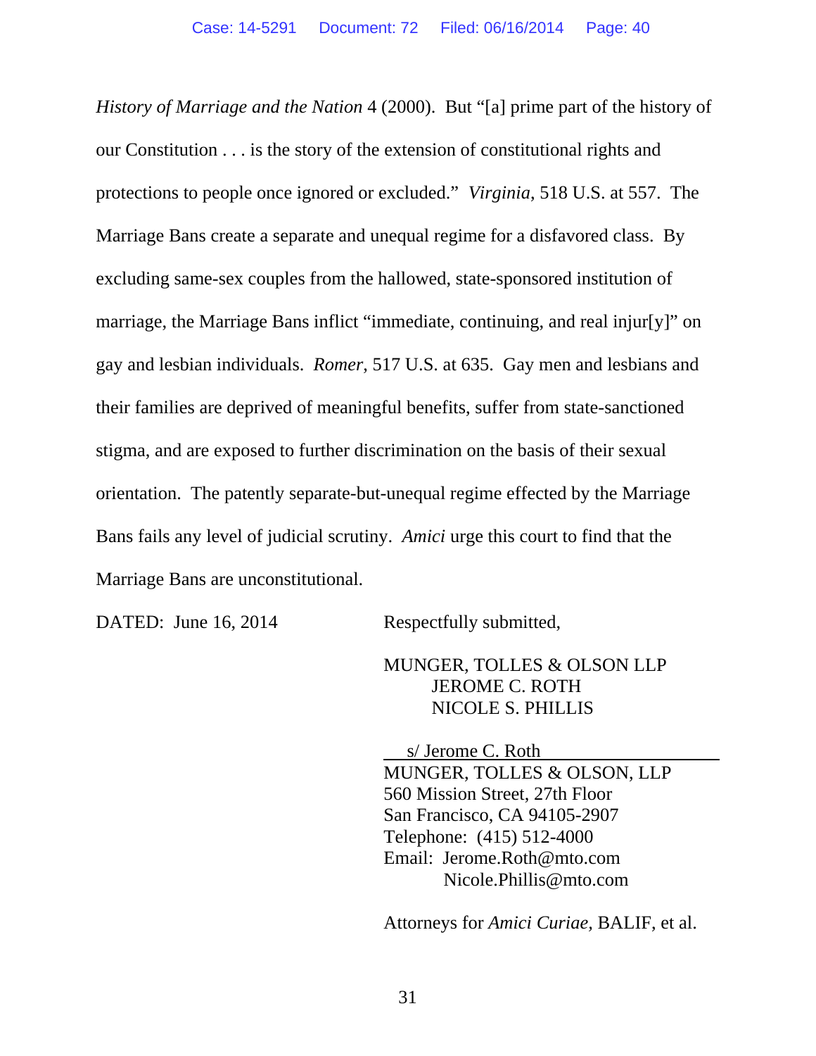*History of Marriage and the Nation* 4 (2000). But "[a] prime part of the history of our Constitution . . . is the story of the extension of constitutional rights and protections to people once ignored or excluded." *Virginia*, 518 U.S. at 557. The Marriage Bans create a separate and unequal regime for a disfavored class. By excluding same-sex couples from the hallowed, state-sponsored institution of marriage, the Marriage Bans inflict "immediate, continuing, and real injur[y]" on gay and lesbian individuals. *Romer*, 517 U.S. at 635. Gay men and lesbians and their families are deprived of meaningful benefits, suffer from state-sanctioned stigma, and are exposed to further discrimination on the basis of their sexual orientation. The patently separate-but-unequal regime effected by the Marriage Bans fails any level of judicial scrutiny. *Amici* urge this court to find that the Marriage Bans are unconstitutional.

DATED: June 16, 2014

Respectfully submitted,

MUNGER, TOLLES & OLSON LLP
JEROME C. ROTH
NICOLE S. PHILLIS

s/ Jerome C. Roth
MUNGER, TOLLES & OLSON, LLP
560 Mission Street, 27th Floor
San Francisco, CA 94105-2907
Telephone: (415) 512-4000
Email: Jerome.Roth@mto.com
Nicole.Phillis@mto.com

Attorneys for *Amici Curiae,* BALIF, et al.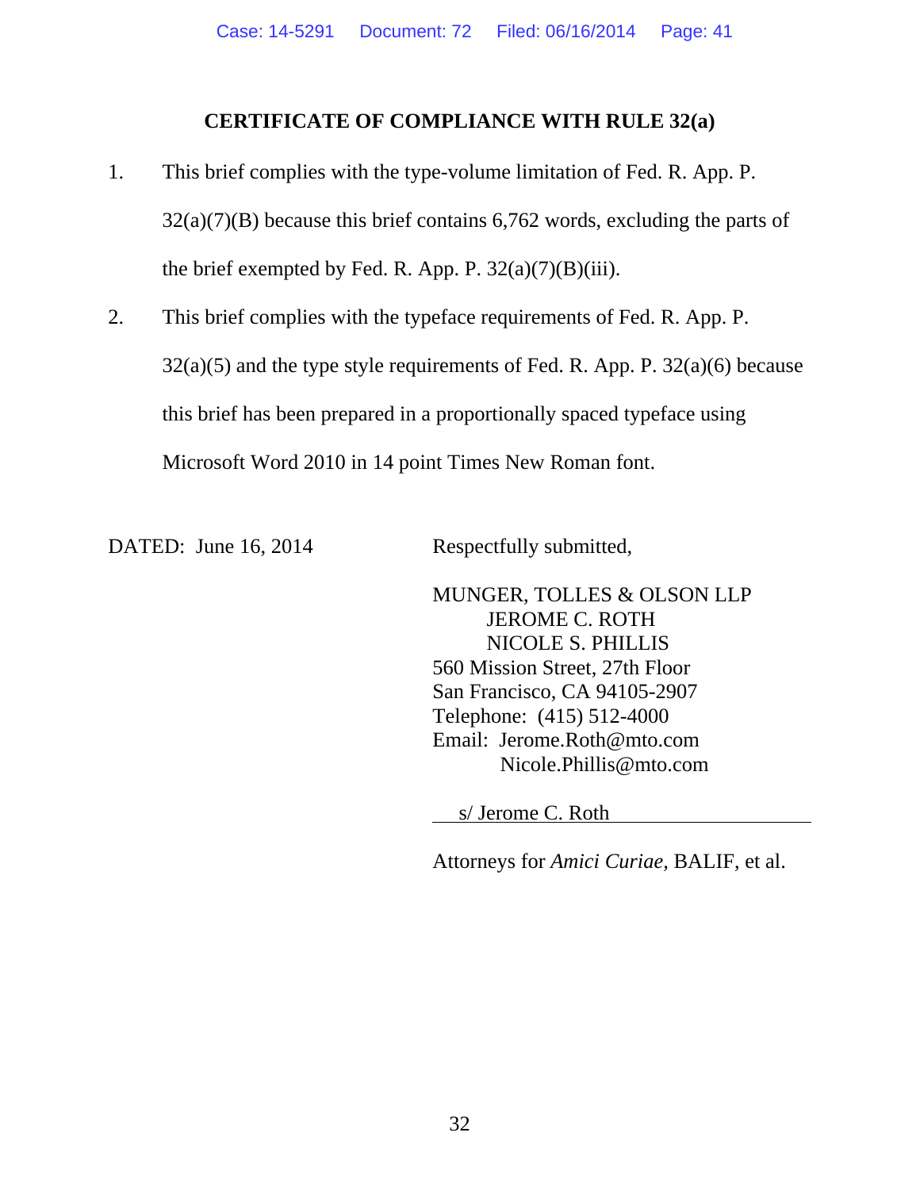## CERTIFICATE OF COMPLIANCE WITH RULE 32(a)

1. This brief complies with the type-volume limitation of Fed. R. App. P. 32(a)(7)(B) because this brief contains 6,762 words, excluding the parts of the brief exempted by Fed. R. App. P. 32(a)(7)(B)(iii).

2. This brief complies with the typeface requirements of Fed. R. App. P. 32(a)(5) and the type style requirements of Fed. R. App. P. 32(a)(6) because this brief has been prepared in a proportionally spaced typeface using Microsoft Word 2010 in 14 point Times New Roman font.

DATED: June 16, 2014

Respectfully submitted,

MUNGER, TOLLES & OLSON LLP
JEROME C. ROTH
NICOLE S. PHILLIS
560 Mission Street, 27th Floor
San Francisco, CA 94105-2907
Telephone: (415) 512-4000
Email: Jerome.Roth@mto.com
Nicole.Phillis@mto.com

s/ Jerome C. Roth

Attorneys for *Amici Curiae,* BALIF, et al.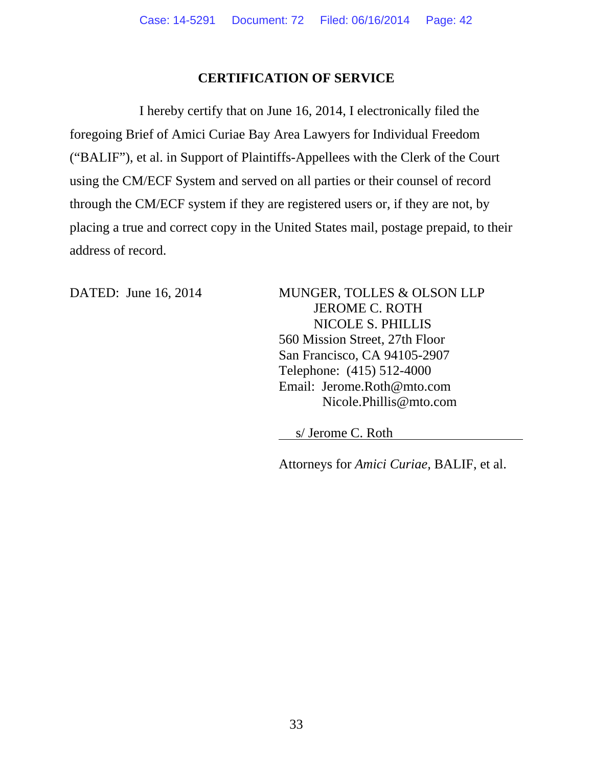## CERTIFICATION OF SERVICE

I hereby certify that on June 16, 2014, I electronically filed the foregoing Brief of Amici Curiae Bay Area Lawyers for Individual Freedom ("BALIF"), et al. in Support of Plaintiffs-Appellees with the Clerk of the Court using the CM/ECF System and served on all parties or their counsel of record through the CM/ECF system if they are registered users or, if they are not, by placing a true and correct copy in the United States mail, postage prepaid, to their address of record.

DATED: June 16, 2014

MUNGER, TOLLES & OLSON LLP
JEROME C. ROTH
NICOLE S. PHILLIS
560 Mission Street, 27th Floor
San Francisco, CA 94105-2907
Telephone: (415) 512-4000
Email: Jerome.Roth@mto.com
Nicole.Phillis@mto.com

s/ Jerome C. Roth

Attorneys for *Amici Curiae,* BALIF, et al.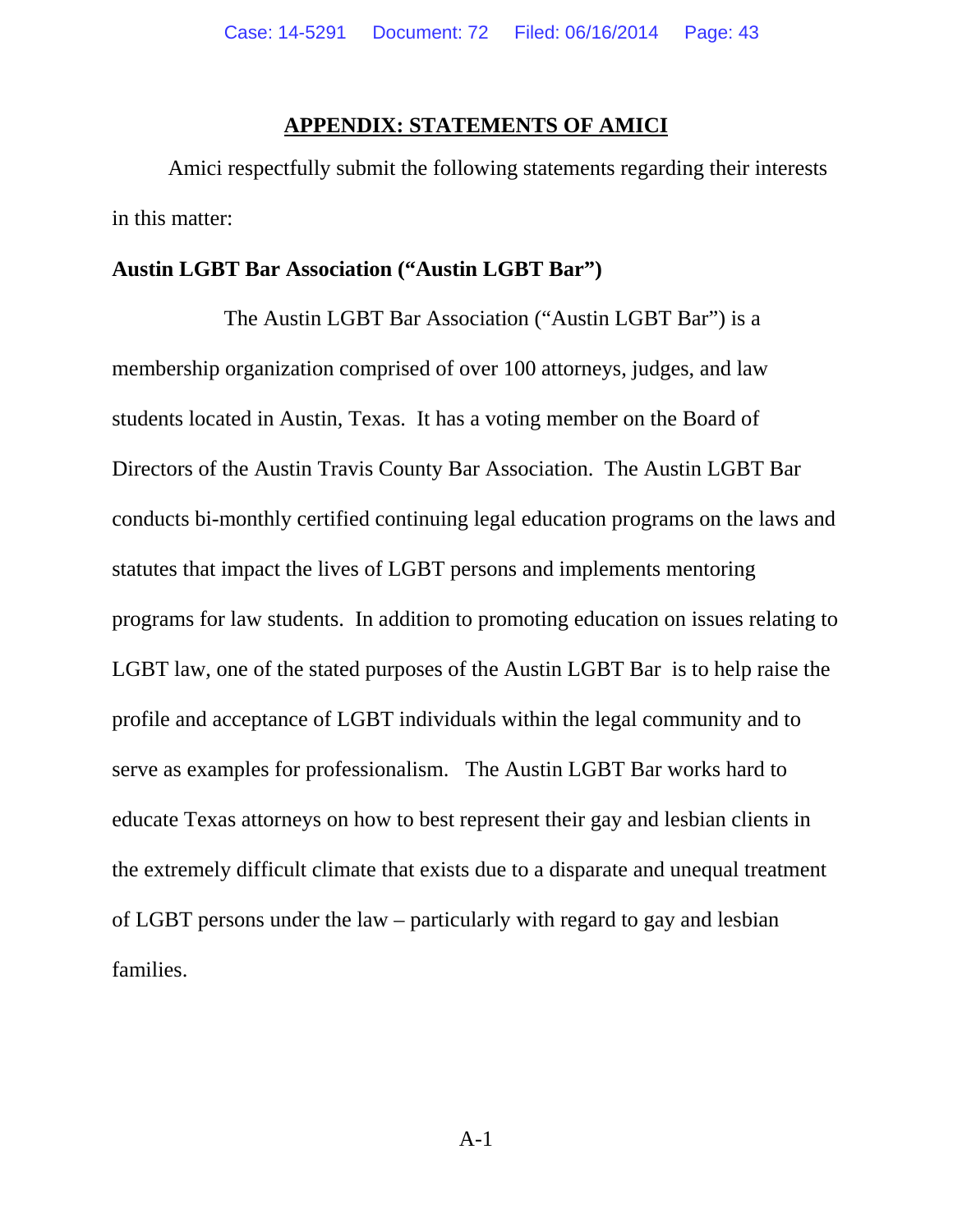## APPENDIX: STATEMENTS OF AMICI

Amici respectfully submit the following statements regarding their interests in this matter:

**Austin LGBT Bar Association ("Austin LGBT Bar")**

The Austin LGBT Bar Association ("Austin LGBT Bar") is a membership organization comprised of over 100 attorneys, judges, and law students located in Austin, Texas. It has a voting member on the Board of Directors of the Austin Travis County Bar Association. The Austin LGBT Bar conducts bi-monthly certified continuing legal education programs on the laws and statutes that impact the lives of LGBT persons and implements mentoring programs for law students. In addition to promoting education on issues relating to LGBT law, one of the stated purposes of the Austin LGBT Bar is to help raise the profile and acceptance of LGBT individuals within the legal community and to serve as examples for professionalism. The Austin LGBT Bar works hard to educate Texas attorneys on how to best represent their gay and lesbian clients in the extremely difficult climate that exists due to a disparate and unequal treatment of LGBT persons under the law – particularly with regard to gay and lesbian families.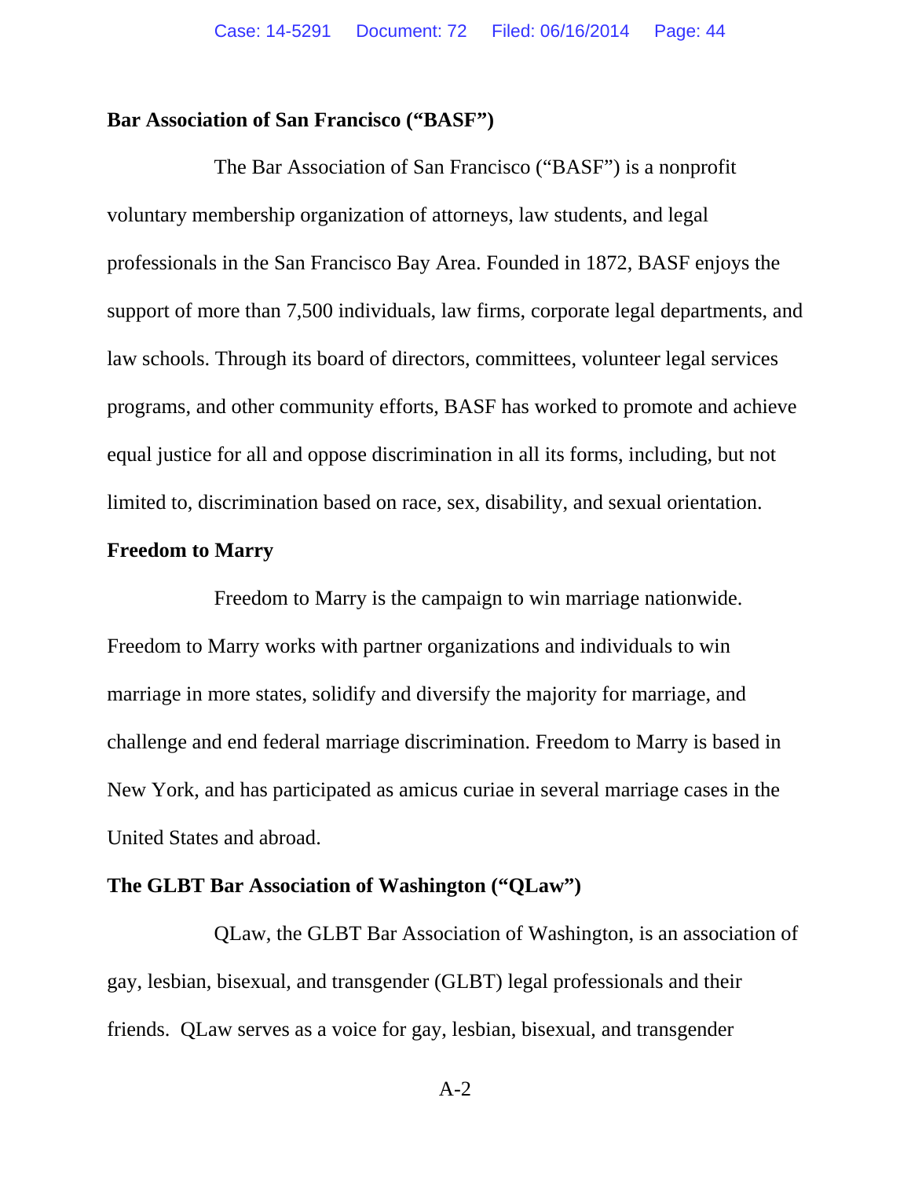**Bar Association of San Francisco ("BASF")**

The Bar Association of San Francisco ("BASF") is a nonprofit voluntary membership organization of attorneys, law students, and legal professionals in the San Francisco Bay Area. Founded in 1872, BASF enjoys the support of more than 7,500 individuals, law firms, corporate legal departments, and law schools. Through its board of directors, committees, volunteer legal services programs, and other community efforts, BASF has worked to promote and achieve equal justice for all and oppose discrimination in all its forms, including, but not limited to, discrimination based on race, sex, disability, and sexual orientation.

**Freedom to Marry**

Freedom to Marry is the campaign to win marriage nationwide. Freedom to Marry works with partner organizations and individuals to win marriage in more states, solidify and diversify the majority for marriage, and challenge and end federal marriage discrimination. Freedom to Marry is based in New York, and has participated as amicus curiae in several marriage cases in the United States and abroad.

**The GLBT Bar Association of Washington ("QLaw")**

QLaw, the GLBT Bar Association of Washington, is an association of gay, lesbian, bisexual, and transgender (GLBT) legal professionals and their friends. QLaw serves as a voice for gay, lesbian, bisexual, and transgender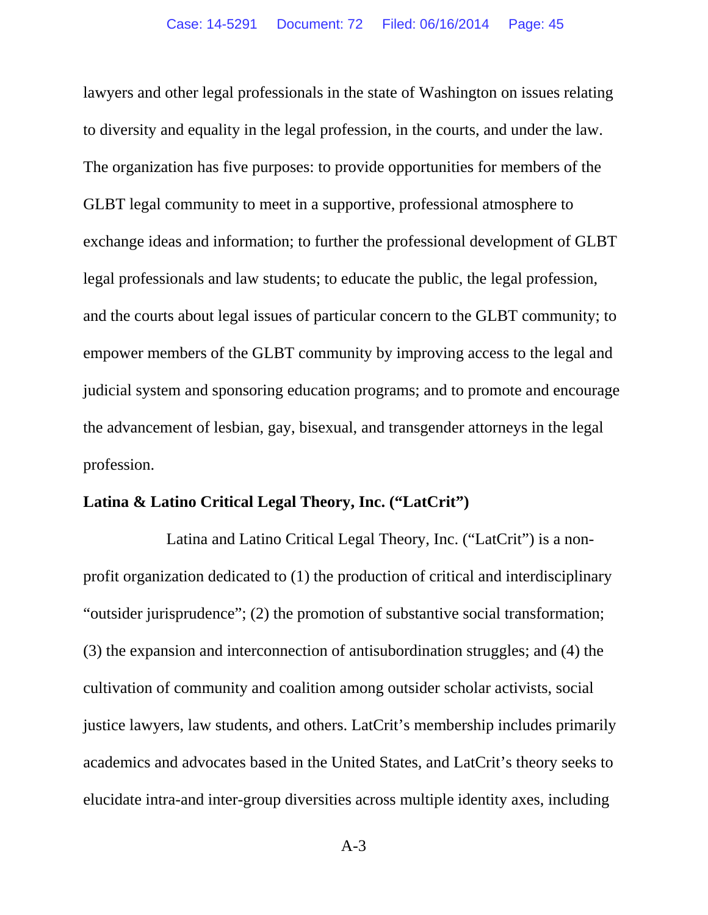lawyers and other legal professionals in the state of Washington on issues relating to diversity and equality in the legal profession, in the courts, and under the law. The organization has five purposes: to provide opportunities for members of the GLBT legal community to meet in a supportive, professional atmosphere to exchange ideas and information; to further the professional development of GLBT legal professionals and law students; to educate the public, the legal profession, and the courts about legal issues of particular concern to the GLBT community; to empower members of the GLBT community by improving access to the legal and judicial system and sponsoring education programs; and to promote and encourage the advancement of lesbian, gay, bisexual, and transgender attorneys in the legal profession.

**Latina & Latino Critical Legal Theory, Inc. ("LatCrit")**

Latina and Latino Critical Legal Theory, Inc. ("LatCrit") is a non-profit organization dedicated to (1) the production of critical and interdisciplinary "outsider jurisprudence"; (2) the promotion of substantive social transformation; (3) the expansion and interconnection of antisubordination struggles; and (4) the cultivation of community and coalition among outsider scholar activists, social justice lawyers, law students, and others. LatCrit's membership includes primarily academics and advocates based in the United States, and LatCrit's theory seeks to elucidate intra-and inter-group diversities across multiple identity axes, including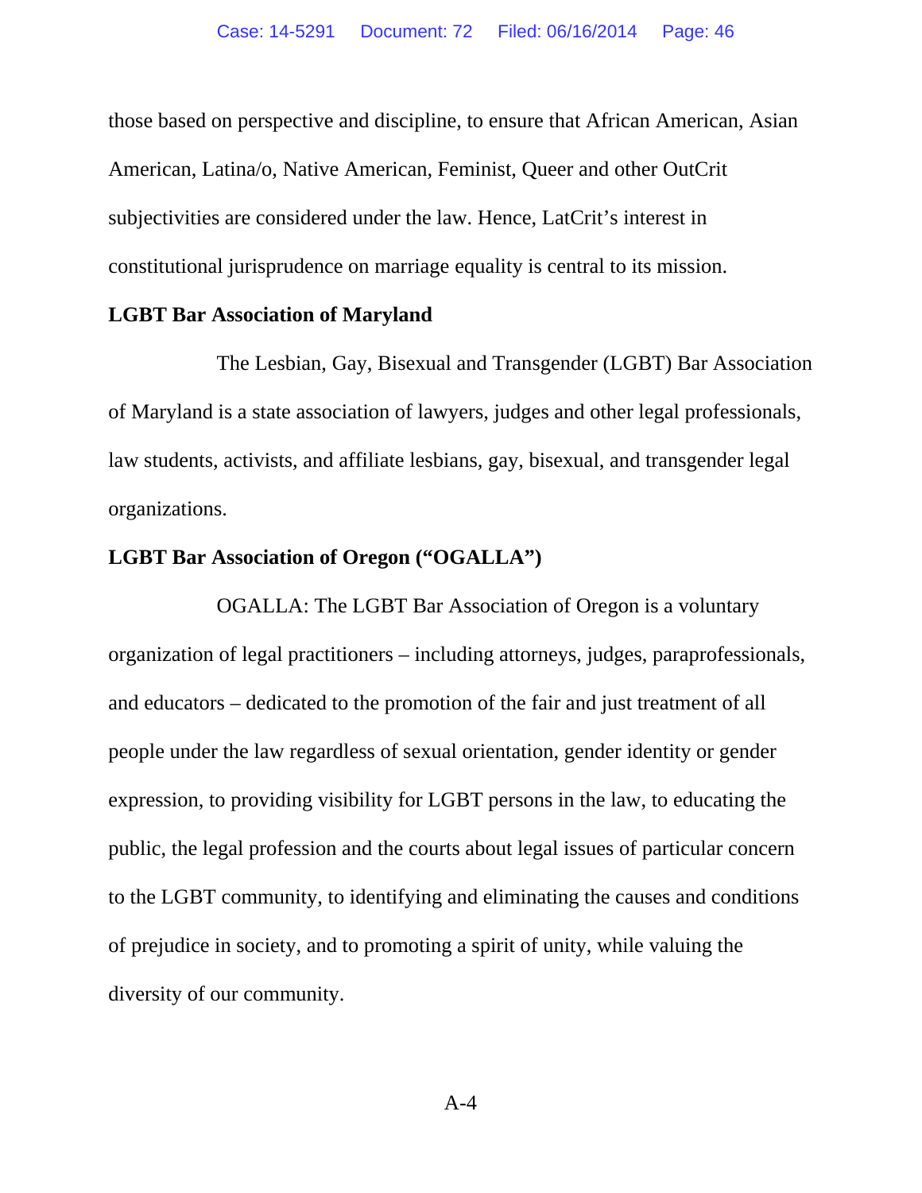those based on perspective and discipline, to ensure that African American, Asian American, Latina/o, Native American, Feminist, Queer and other OutCrit subjectivities are considered under the law. Hence, LatCrit's interest in constitutional jurisprudence on marriage equality is central to its mission.

**LGBT Bar Association of Maryland**

The Lesbian, Gay, Bisexual and Transgender (LGBT) Bar Association of Maryland is a state association of lawyers, judges and other legal professionals, law students, activists, and affiliate lesbians, gay, bisexual, and transgender legal organizations.

**LGBT Bar Association of Oregon ("OGALLA")**

OGALLA: The LGBT Bar Association of Oregon is a voluntary organization of legal practitioners – including attorneys, judges, paraprofessionals, and educators – dedicated to the promotion of the fair and just treatment of all people under the law regardless of sexual orientation, gender identity or gender expression, to providing visibility for LGBT persons in the law, to educating the public, the legal profession and the courts about legal issues of particular concern to the LGBT community, to identifying and eliminating the causes and conditions of prejudice in society, and to promoting a spirit of unity, while valuing the diversity of our community.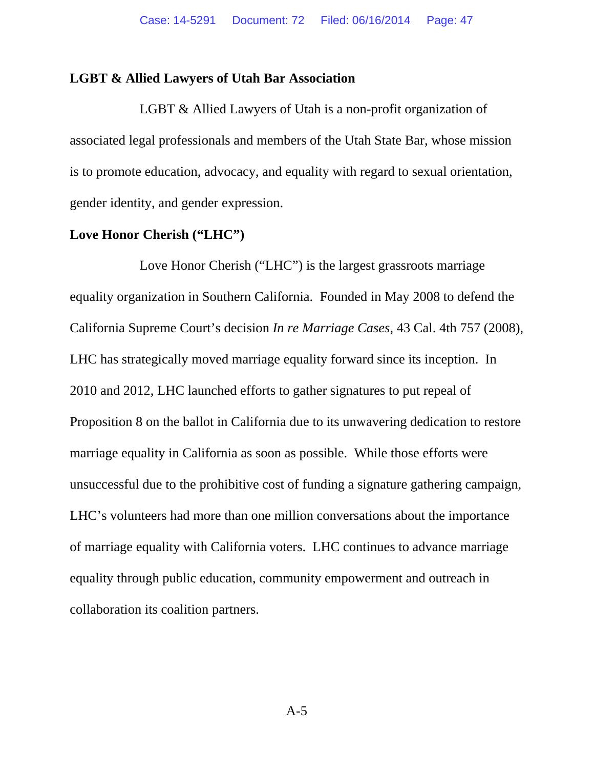**LGBT & Allied Lawyers of Utah Bar Association**

LGBT & Allied Lawyers of Utah is a non-profit organization of associated legal professionals and members of the Utah State Bar, whose mission is to promote education, advocacy, and equality with regard to sexual orientation, gender identity, and gender expression.

**Love Honor Cherish ("LHC")**

Love Honor Cherish ("LHC") is the largest grassroots marriage equality organization in Southern California. Founded in May 2008 to defend the California Supreme Court's decision *In re Marriage Cases*, 43 Cal. 4th 757 (2008), LHC has strategically moved marriage equality forward since its inception. In 2010 and 2012, LHC launched efforts to gather signatures to put repeal of Proposition 8 on the ballot in California due to its unwavering dedication to restore marriage equality in California as soon as possible. While those efforts were unsuccessful due to the prohibitive cost of funding a signature gathering campaign, LHC's volunteers had more than one million conversations about the importance of marriage equality with California voters. LHC continues to advance marriage equality through public education, community empowerment and outreach in collaboration its coalition partners.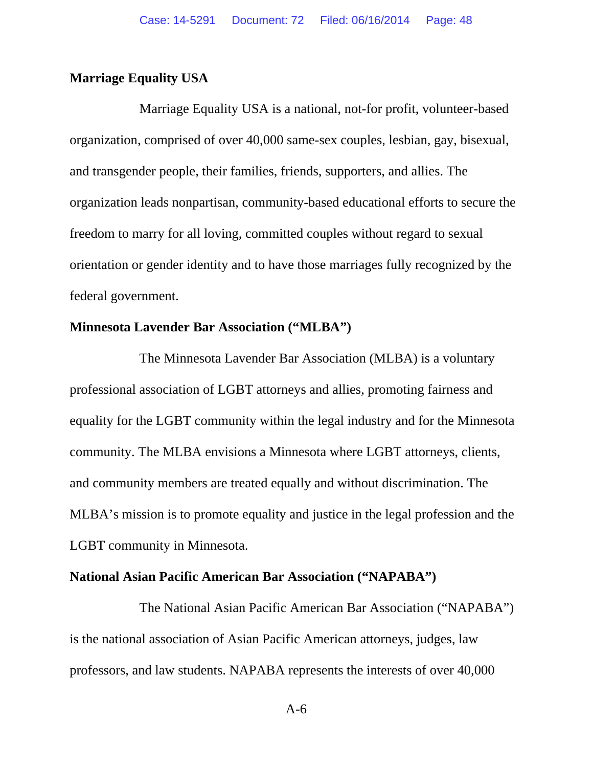**Marriage Equality USA**

Marriage Equality USA is a national, not-for profit, volunteer-based organization, comprised of over 40,000 same-sex couples, lesbian, gay, bisexual, and transgender people, their families, friends, supporters, and allies. The organization leads nonpartisan, community-based educational efforts to secure the freedom to marry for all loving, committed couples without regard to sexual orientation or gender identity and to have those marriages fully recognized by the federal government.

**Minnesota Lavender Bar Association ("MLBA")**

The Minnesota Lavender Bar Association (MLBA) is a voluntary professional association of LGBT attorneys and allies, promoting fairness and equality for the LGBT community within the legal industry and for the Minnesota community. The MLBA envisions a Minnesota where LGBT attorneys, clients, and community members are treated equally and without discrimination. The MLBA's mission is to promote equality and justice in the legal profession and the LGBT community in Minnesota.

**National Asian Pacific American Bar Association ("NAPABA")**

The National Asian Pacific American Bar Association ("NAPABA") is the national association of Asian Pacific American attorneys, judges, law professors, and law students. NAPABA represents the interests of over 40,000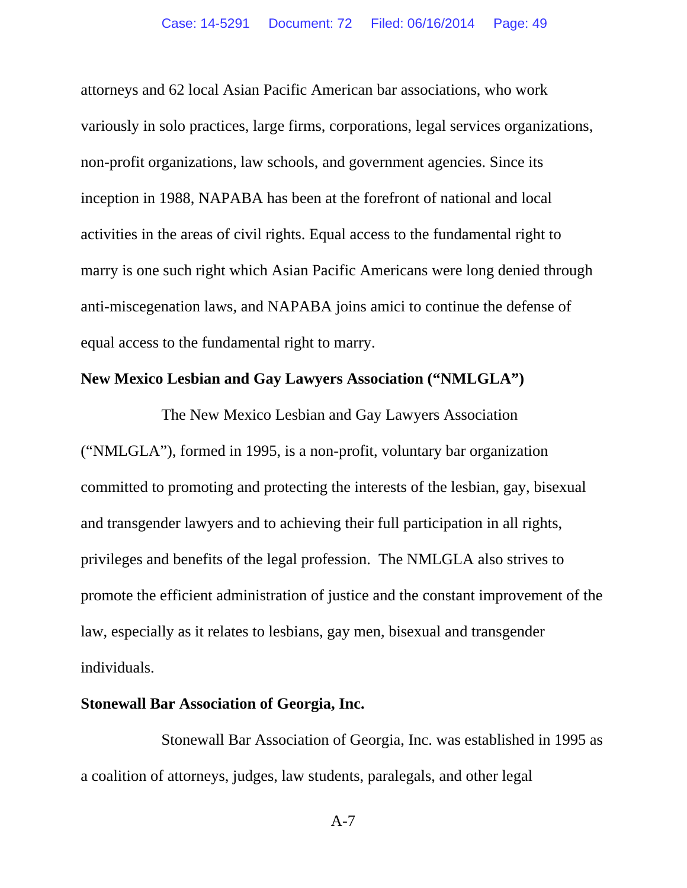attorneys and 62 local Asian Pacific American bar associations, who work variously in solo practices, large firms, corporations, legal services organizations, non-profit organizations, law schools, and government agencies. Since its inception in 1988, NAPABA has been at the forefront of national and local activities in the areas of civil rights. Equal access to the fundamental right to marry is one such right which Asian Pacific Americans were long denied through anti-miscegenation laws, and NAPABA joins amici to continue the defense of equal access to the fundamental right to marry.

**New Mexico Lesbian and Gay Lawyers Association ("NMLGLA")**

The New Mexico Lesbian and Gay Lawyers Association ("NMLGLA"), formed in 1995, is a non-profit, voluntary bar organization committed to promoting and protecting the interests of the lesbian, gay, bisexual and transgender lawyers and to achieving their full participation in all rights, privileges and benefits of the legal profession. The NMLGLA also strives to promote the efficient administration of justice and the constant improvement of the law, especially as it relates to lesbians, gay men, bisexual and transgender individuals.

**Stonewall Bar Association of Georgia, Inc.**

Stonewall Bar Association of Georgia, Inc. was established in 1995 as a coalition of attorneys, judges, law students, paralegals, and other legal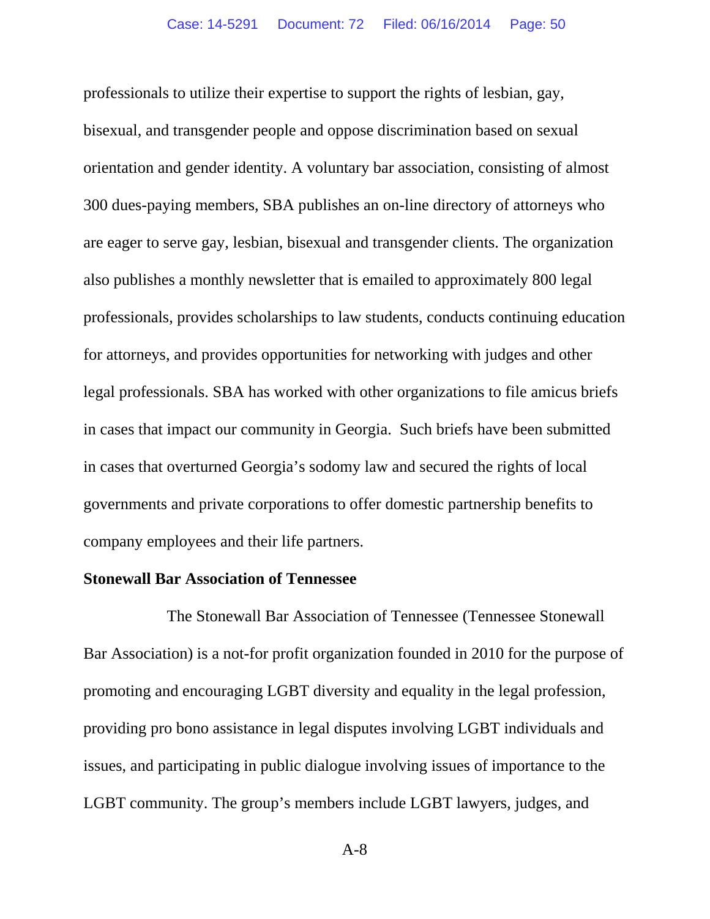professionals to utilize their expertise to support the rights of lesbian, gay, bisexual, and transgender people and oppose discrimination based on sexual orientation and gender identity. A voluntary bar association, consisting of almost 300 dues-paying members, SBA publishes an on-line directory of attorneys who are eager to serve gay, lesbian, bisexual and transgender clients. The organization also publishes a monthly newsletter that is emailed to approximately 800 legal professionals, provides scholarships to law students, conducts continuing education for attorneys, and provides opportunities for networking with judges and other legal professionals. SBA has worked with other organizations to file amicus briefs in cases that impact our community in Georgia. Such briefs have been submitted in cases that overturned Georgia's sodomy law and secured the rights of local governments and private corporations to offer domestic partnership benefits to company employees and their life partners.

**Stonewall Bar Association of Tennessee**

The Stonewall Bar Association of Tennessee (Tennessee Stonewall Bar Association) is a not-for profit organization founded in 2010 for the purpose of promoting and encouraging LGBT diversity and equality in the legal profession, providing pro bono assistance in legal disputes involving LGBT individuals and issues, and participating in public dialogue involving issues of importance to the LGBT community. The group's members include LGBT lawyers, judges, and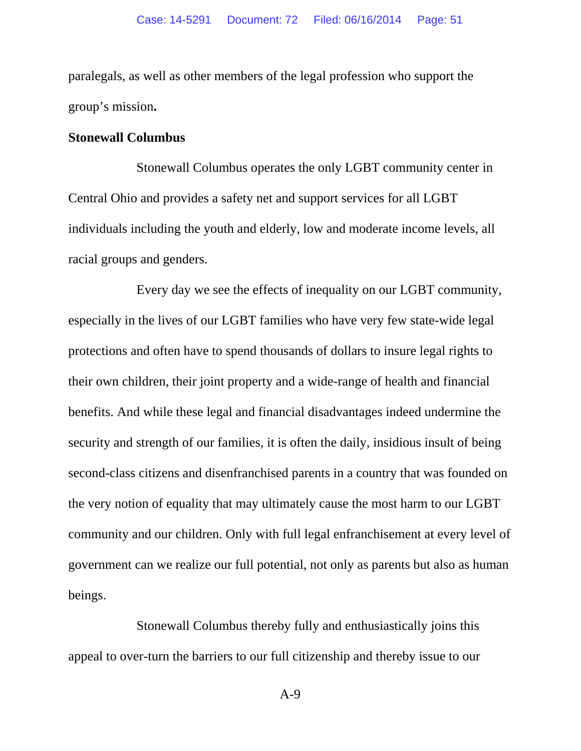paralegals, as well as other members of the legal profession who support the group's mission**.**

**Stonewall Columbus**

Stonewall Columbus operates the only LGBT community center in Central Ohio and provides a safety net and support services for all LGBT individuals including the youth and elderly, low and moderate income levels, all racial groups and genders.

Every day we see the effects of inequality on our LGBT community, especially in the lives of our LGBT families who have very few state-wide legal protections and often have to spend thousands of dollars to insure legal rights to their own children, their joint property and a wide-range of health and financial benefits. And while these legal and financial disadvantages indeed undermine the security and strength of our families, it is often the daily, insidious insult of being second-class citizens and disenfranchised parents in a country that was founded on the very notion of equality that may ultimately cause the most harm to our LGBT community and our children. Only with full legal enfranchisement at every level of government can we realize our full potential, not only as parents but also as human beings.

Stonewall Columbus thereby fully and enthusiastically joins this appeal to over-turn the barriers to our full citizenship and thereby issue to our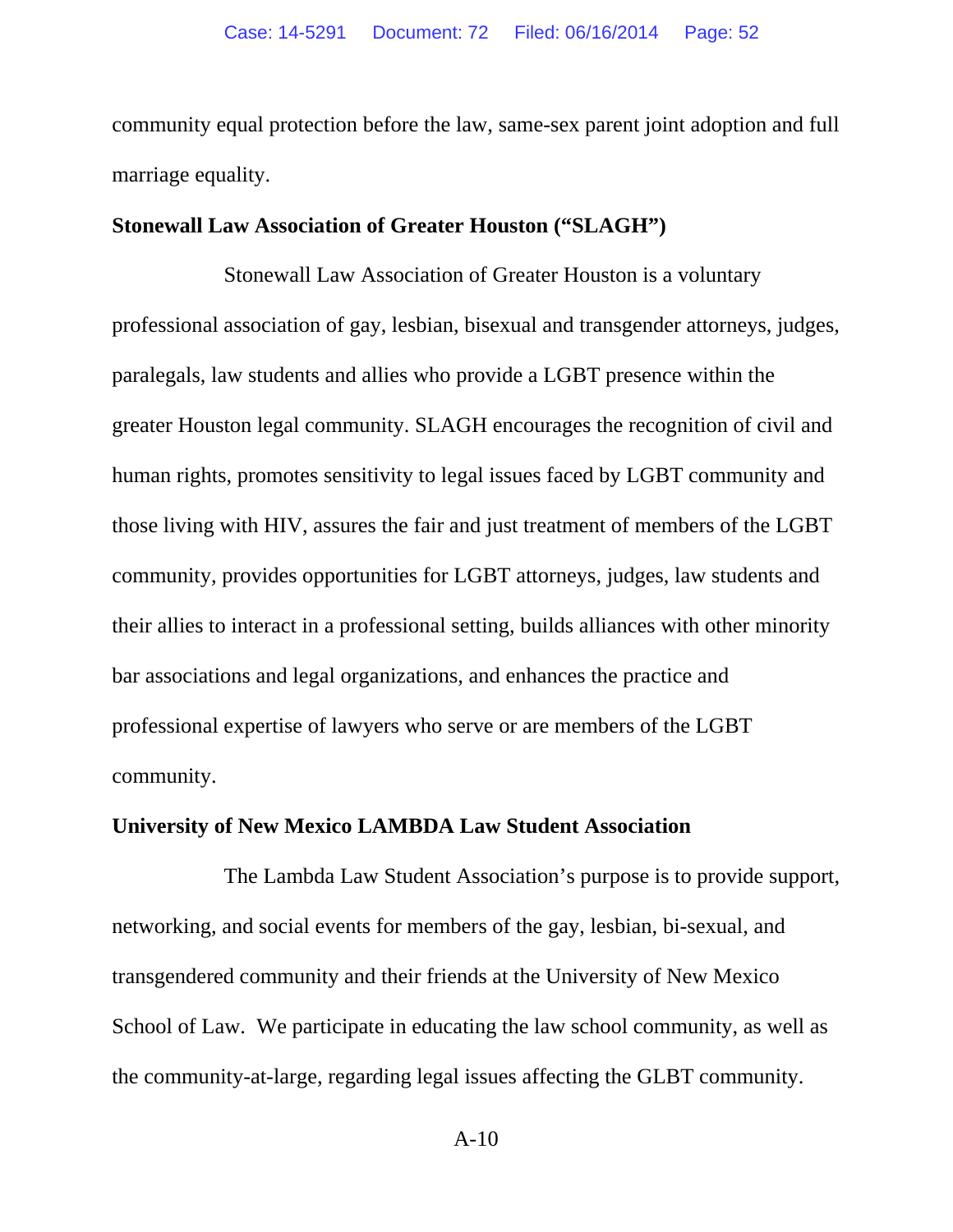community equal protection before the law, same-sex parent joint adoption and full marriage equality.

**Stonewall Law Association of Greater Houston ("SLAGH")**

Stonewall Law Association of Greater Houston is a voluntary professional association of gay, lesbian, bisexual and transgender attorneys, judges, paralegals, law students and allies who provide a LGBT presence within the greater Houston legal community. SLAGH encourages the recognition of civil and human rights, promotes sensitivity to legal issues faced by LGBT community and those living with HIV, assures the fair and just treatment of members of the LGBT community, provides opportunities for LGBT attorneys, judges, law students and their allies to interact in a professional setting, builds alliances with other minority bar associations and legal organizations, and enhances the practice and professional expertise of lawyers who serve or are members of the LGBT community.

**University of New Mexico LAMBDA Law Student Association**

The Lambda Law Student Association's purpose is to provide support, networking, and social events for members of the gay, lesbian, bi-sexual, and transgendered community and their friends at the University of New Mexico School of Law. We participate in educating the law school community, as well as the community-at-large, regarding legal issues affecting the GLBT community.

A-10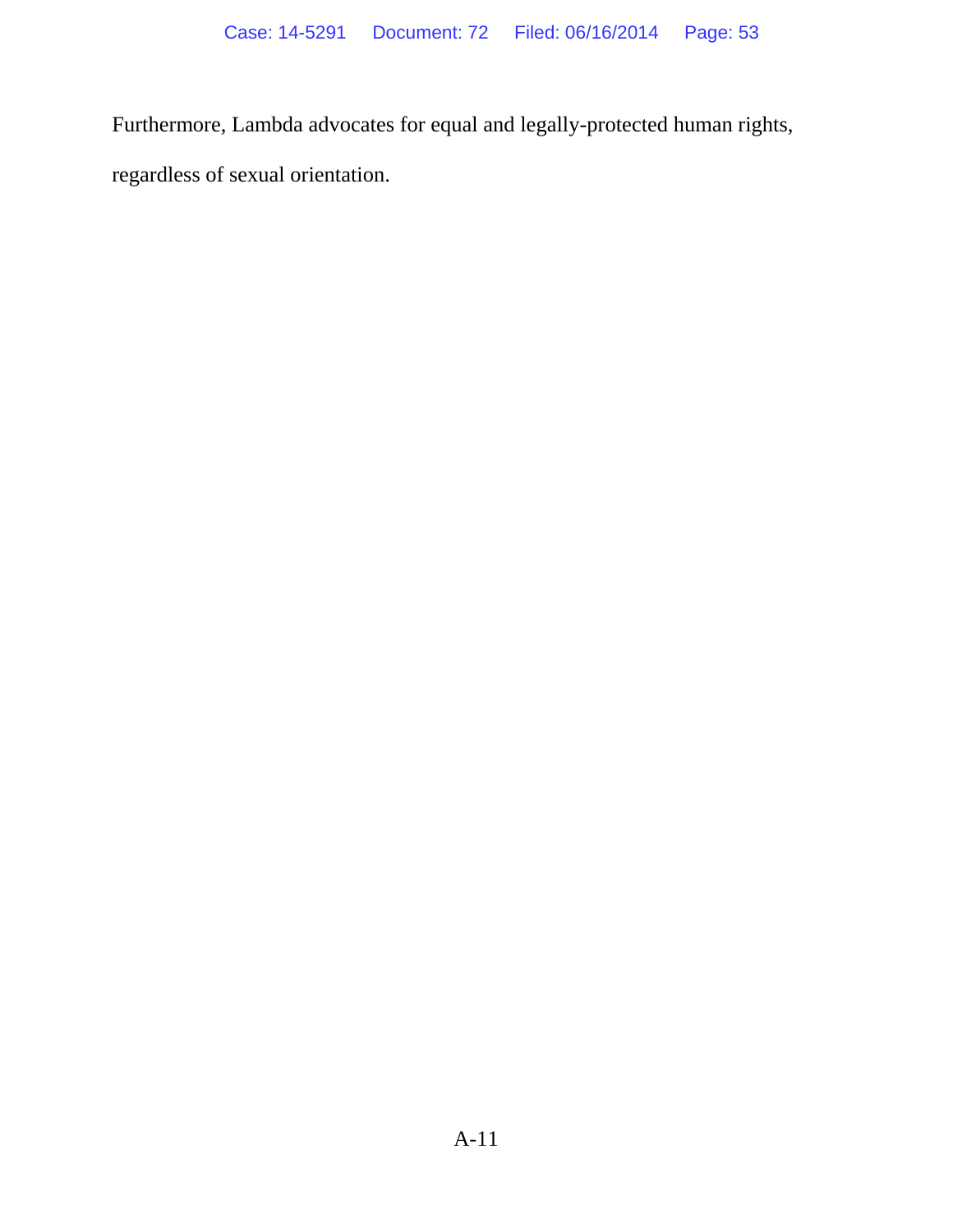Furthermore, Lambda advocates for equal and legally-protected human rights, regardless of sexual orientation.